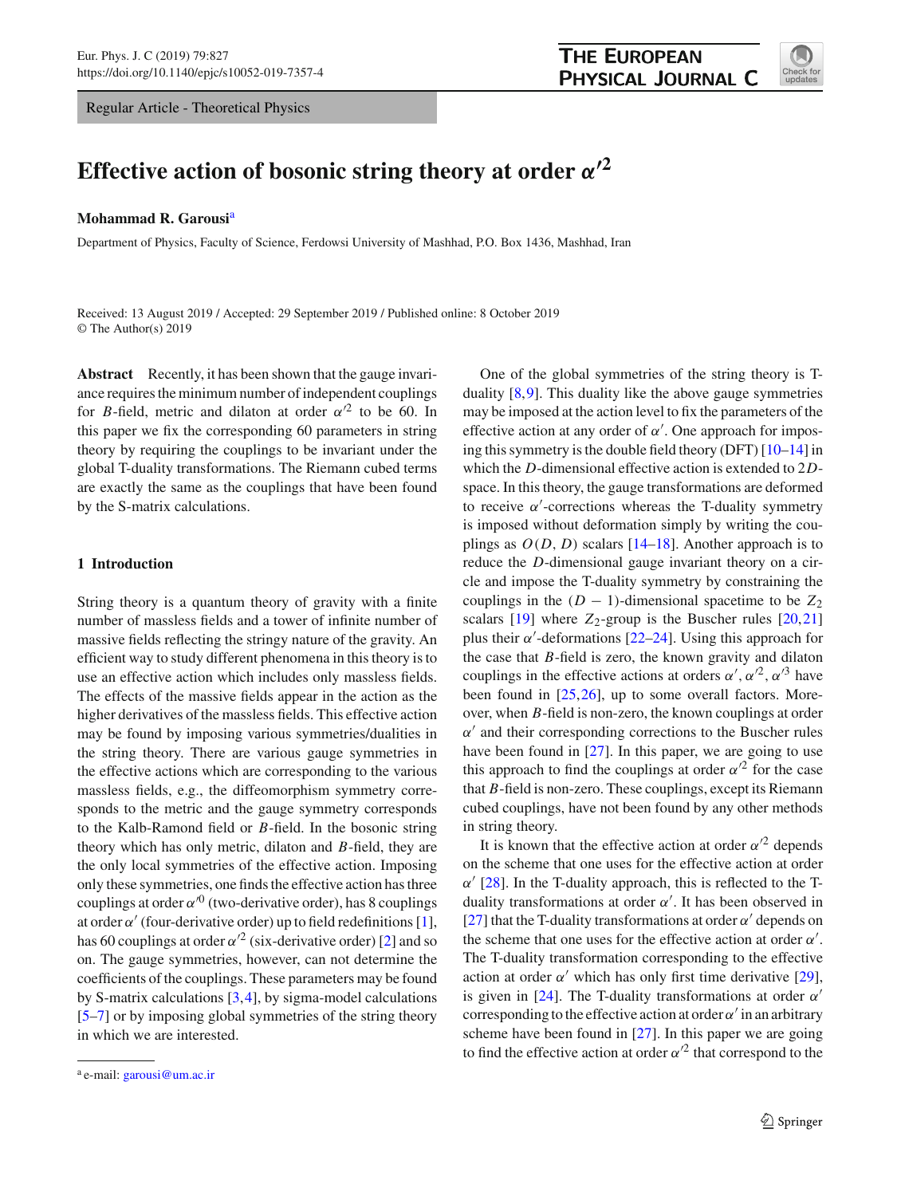Regular Article - Theoretical Physics

# Effective action of bosonic string theory at order $\alpha'^2$

**Mohammad R. Garousi**[a]

Department of Physics, Faculty of Science, Ferdowsi University of Mashhad, P.O. Box 1436, Mashhad, Iran

Received: 13 August 2019 / Accepted: 29 September 2019 / Published online: 8 October 2019
© The Author(s) 2019

**Abstract** Recently, it has been shown that the gauge invariance requires the minimum number of independent couplings for $B$-field, metric and dilaton at order $\alpha'^2$ to be 60. In this paper we fix the corresponding 60 parameters in string theory by requiring the couplings to be invariant under the global T-duality transformations. The Riemann cubed terms are exactly the same as the couplings that have been found by the S-matrix calculations.

## 1 Introduction

String theory is a quantum theory of gravity with a finite number of massless fields and a tower of infinite number of massive fields reflecting the stringy nature of the gravity. An efficient way to study different phenomena in this theory is to use an effective action which includes only massless fields. The effects of the massive fields appear in the action as the higher derivatives of the massless fields. This effective action may be found by imposing various symmetries/dualities in the string theory. There are various gauge symmetries in the effective actions which are corresponding to the various massless fields, e.g., the diffeomorphism symmetry corresponds to the metric and the gauge symmetry corresponds to the Kalb-Ramond field or $B$-field. In the bosonic string theory which has only metric, dilaton and $B$-field, they are the only local symmetries of the effective action. Imposing only these symmetries, one finds the effective action has three couplings at order $\alpha'^0$ (two-derivative order), has 8 couplings at order $\alpha'$ (four-derivative order) up to field redefinitions [1], has 60 couplings at order $\alpha'^2$ (six-derivative order) [2] and so on. The gauge symmetries, however, can not determine the coefficients of the couplings. These parameters may be found by S-matrix calculations [3,4], by sigma-model calculations [5–7] or by imposing global symmetries of the string theory in which we are interested.

One of the global symmetries of the string theory is T-duality [8,9]. This duality like the above gauge symmetries may be imposed at the action level to fix the parameters of the effective action at any order of $\alpha'$. One approach for imposing this symmetry is the double field theory (DFT) [10–14] in which the $D$-dimensional effective action is extended to $2D$-space. In this theory, the gauge transformations are deformed to receive $\alpha'$-corrections whereas the T-duality symmetry is imposed without deformation simply by writing the couplings as $O(D, D)$ scalars [14–18]. Another approach is to reduce the $D$-dimensional gauge invariant theory on a circle and impose the T-duality symmetry by constraining the couplings in the $(D-1)$-dimensional spacetime to be $Z_2$ scalars [19] where $Z_2$-group is the Buscher rules [20,21] plus their $\alpha'$-deformations [22–24]. Using this approach for the case that $B$-field is zero, the known gravity and dilaton couplings in the effective actions at orders $\alpha'$, $\alpha'^2$, $\alpha'^3$ have been found in [25,26], up to some overall factors. Moreover, when $B$-field is non-zero, the known couplings at order $\alpha'$ and their corresponding corrections to the Buscher rules have been found in [27]. In this paper, we are going to use this approach to find the couplings at order $\alpha'^2$ for the case that $B$-field is non-zero. These couplings, except its Riemann cubed couplings, have not been found by any other methods in string theory.

It is known that the effective action at order $\alpha'^2$ depends on the scheme that one uses for the effective action at order $\alpha'$ [28]. In the T-duality approach, this is reflected to the T-duality transformations at order $\alpha'$. It has been observed in [27] that the T-duality transformations at order $\alpha'$ depends on the scheme that one uses for the effective action at order $\alpha'$. The T-duality transformation corresponding to the effective action at order $\alpha'$ which has only first time derivative [29], is given in [24]. The T-duality transformations at order $\alpha'$ corresponding to the effective action at order $\alpha'$ in an arbitrary scheme have been found in [27]. In this paper we are going to find the effective action at order $\alpha'^2$ that correspond to the

[a] e-mail: garousi@um.ac.ir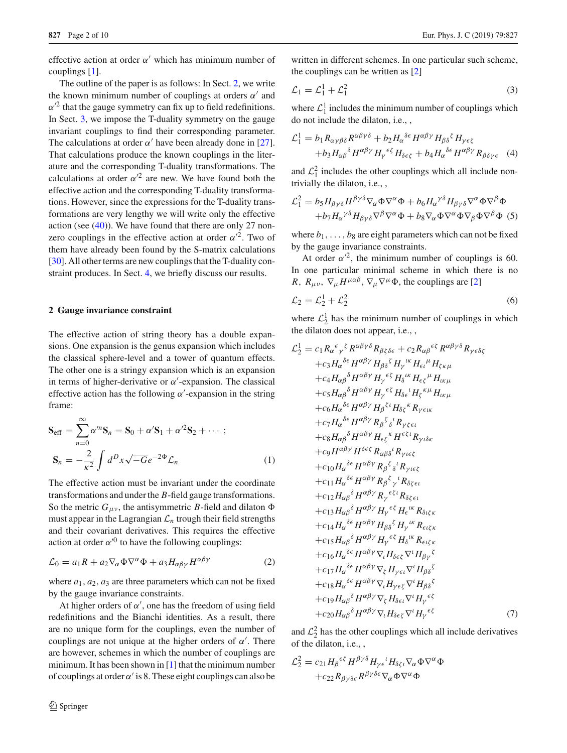effective action at order $\alpha'$ which has minimum number of couplings [1].

The outline of the paper is as follows: In Sect. 2, we write the known minimum number of couplings at orders $\alpha'$ and $\alpha'^2$ that the gauge symmetry can fix up to field redefinitions. In Sect. 3, we impose the T-duality symmetry on the gauge invariant couplings to find their corresponding parameter. The calculations at order $\alpha'$ have been already done in [27]. That calculations produce the known couplings in the literature and the corresponding T-duality transformations. The calculations at order $\alpha'^2$ are new. We have found both the effective action and the corresponding T-duality transformations. However, since the expressions for the T-duality transformations are very lengthy we will write only the effective action (see (40)). We have found that there are only 27 non-zero couplings in the effective action at order $\alpha'^2$. Two of them have already been found by the S-matrix calculations [30]. All other terms are new couplings that the T-duality constraint produces. In Sect. 4, we briefly discuss our results.

## 2 Gauge invariance constraint

The effective action of string theory has a double expansions. One expansion is the genus expansion which includes the classical sphere-level and a tower of quantum effects. The other one is a stringy expansion which is an expansion in terms of higher-derivative or $\alpha'$-expansion. The classical effective action has the following $\alpha'$-expansion in the string frame:

$$
\mathbf{S}_{\rm eff} = \sum_{n=0}^{\infty}\alpha'^n \mathbf{S}_n = \mathbf{S}_0 + \alpha'\mathbf{S}_1 + \alpha'^2\mathbf{S}_2 + \cdots\,;
$$
$$
\mathbf{S}_n = -\frac{2}{\kappa^2}\int d^D x\sqrt{-G}e^{-2\Phi}\mathcal{L}_n \tag{1}
$$

The effective action must be invariant under the coordinate transformations and under the $B$-field gauge transformations. So the metric $G_{\mu\nu}$, the antisymmetric $B$-field and dilaton $\Phi$ must appear in the Lagrangian $\mathcal{L}_n$ trough their field strengths and their covariant derivatives. This requires the effective action at order $\alpha'^0$ to have the following couplings:

$$
\mathcal{L}_0 = a_1 R + a_2\nabla_\alpha\Phi\nabla^\alpha\Phi + a_3 H_{\alpha\beta\gamma}H^{\alpha\beta\gamma} \tag{2}
$$

where $a_1, a_2, a_3$ are three parameters which can not be fixed by the gauge invariance constraints.

At higher orders of $\alpha'$, one has the freedom of using field redefinitions and the Bianchi identities. As a result, there are no unique form for the couplings, even the number of couplings are not unique at the higher orders of $\alpha'$. There are however, schemes in which the number of couplings are minimum. It has been shown in [1] that the minimum number of couplings at order $\alpha'$ is 8. These eight couplings can also be written in different schemes. In one particular such scheme, the couplings can be written as [2]

$$
\mathcal{L}_1 = \mathcal{L}_1^1 + \mathcal{L}_1^2 \tag{3}
$$

where $\mathcal{L}_1^1$ includes the minimum number of couplings which do not include the dilaton, i.e., ,

$$
\begin{aligned}
\mathcal{L}_1^1 = {} & b_1 R_{\alpha\gamma\beta\delta}R^{\alpha\beta\gamma\delta} + b_2 H_\alpha{}^{\delta\epsilon}H^{\alpha\beta\gamma}H_{\beta\delta}{}^{\zeta}H_{\gamma\epsilon\zeta} \\
& + b_3 H_{\alpha\beta}{}^{\delta}H^{\alpha\beta\gamma}H_\gamma{}^{\epsilon\zeta}H_{\delta\epsilon\zeta} + b_4 H_\alpha{}^{\delta\epsilon}H^{\alpha\beta\gamma}R_{\beta\delta\gamma\epsilon}
\end{aligned} \tag{4}
$$

and $\mathcal{L}_1^2$ includes the other couplings which all include nontrivially the dilaton, i.e., ,

$$
\begin{aligned}
\mathcal{L}_1^2 = {} & b_5 H_{\beta\gamma\delta}H^{\beta\gamma\delta}\nabla_\alpha\Phi\nabla^\alpha\Phi + b_6 H_\alpha{}^{\gamma\delta}H_{\beta\gamma\delta}\nabla^\alpha\Phi\nabla^\beta\Phi \\
& + b_7 H_\alpha{}^{\gamma\delta}H_{\beta\gamma\delta}\nabla^\beta\nabla^\alpha\Phi + b_8\nabla_\alpha\Phi\nabla^\alpha\Phi\nabla_\beta\Phi\nabla^\beta\Phi
\end{aligned} \tag{5}
$$

where $b_1, \ldots, b_8$ are eight parameters which can not be fixed by the gauge invariance constraints.

At order $\alpha'^2$, the minimum number of couplings is 60. In one particular minimal scheme in which there is no $R,\ R_{\mu\nu},\ \nabla_\mu H^{\mu\alpha\beta},\ \nabla_\mu\nabla^\mu\Phi$, the couplings are [2]

$$
\mathcal{L}_2 = \mathcal{L}_2^1 + \mathcal{L}_2^2 \tag{6}
$$

where $\mathcal{L}_2^1$ has the minimum number of couplings in which the dilaton does not appear, i.e., ,

$$
\begin{aligned}
\mathcal{L}_2^1 = {} & c_1 R_\alpha{}^\epsilon{}_\gamma{}^\zeta R^{\alpha\beta\gamma\delta}R_{\beta\zeta\delta\epsilon} + c_2 R_{\alpha\beta}{}^{\epsilon\zeta}R^{\alpha\beta\gamma\delta}R_{\gamma\epsilon\delta\zeta} \\
& + c_3 H_\alpha{}^{\delta\epsilon}H^{\alpha\beta\gamma}H_{\beta\delta}{}^{\zeta}H_\gamma{}^{\iota\kappa}H_{\epsilon\iota}{}^{\mu}H_{\zeta\kappa\mu} \\
& + c_4 H_{\alpha\beta}{}^{\delta}H^{\alpha\beta\gamma}H_\gamma{}^{\epsilon\zeta}H_\delta{}^{\iota\kappa}H_{\epsilon\zeta}{}^{\mu}H_{\iota\kappa\mu} \\
& + c_5 H_{\alpha\beta}{}^{\delta}H^{\alpha\beta\gamma}H_\gamma{}^{\epsilon\zeta}H_{\delta\epsilon}{}^{\iota}H_\zeta{}^{\kappa\mu}H_{\iota\kappa\mu} \\
& + c_6 H_\alpha{}^{\delta\epsilon}H^{\alpha\beta\gamma}H_\beta{}^{\zeta\iota}H_{\delta\zeta}{}^{\kappa}R_{\gamma\epsilon\iota\kappa} \\
& + c_7 H_\alpha{}^{\delta\epsilon}H^{\alpha\beta\gamma}R_\beta{}^\zeta{}_\delta{}^\iota R_{\gamma\zeta\epsilon\iota} \\
& + c_8 H_{\alpha\beta}{}^{\delta}H^{\alpha\beta\gamma}H_{\epsilon\zeta}{}^{\kappa}H^{\epsilon\zeta\iota}R_{\gamma\iota\delta\kappa} \\
& + c_9 H^{\alpha\beta\gamma}H^{\delta\epsilon\zeta}R_{\alpha\beta\delta}{}^{\iota}R_{\gamma\iota\epsilon\zeta} \\
& + c_{10} H_\alpha{}^{\delta\epsilon}H^{\alpha\beta\gamma}R_\beta{}^\zeta{}_\delta{}^\iota R_{\gamma\iota\epsilon\zeta} \\
& + c_{11} H_\alpha{}^{\delta\epsilon}H^{\alpha\beta\gamma}R_\beta{}^\zeta{}_\gamma{}^\iota R_{\delta\zeta\epsilon\iota} \\
& + c_{12} H_{\alpha\beta}{}^{\delta}H^{\alpha\beta\gamma}R_\gamma{}^{\epsilon\zeta\iota}R_{\delta\zeta\epsilon\iota} \\
& + c_{13} H_{\alpha\beta}{}^{\delta}H^{\alpha\beta\gamma}H_\gamma{}^{\epsilon\zeta}H_\epsilon{}^{\iota\kappa}R_{\delta\iota\zeta\kappa} \\
& + c_{14} H_\alpha{}^{\delta\epsilon}H^{\alpha\beta\gamma}H_{\beta\delta}{}^{\zeta}H_\gamma{}^{\iota\kappa}R_{\epsilon\iota\zeta\kappa} \\
& + c_{15} H_{\alpha\beta}{}^{\delta}H^{\alpha\beta\gamma}H_\gamma{}^{\epsilon\zeta}H_\delta{}^{\iota\kappa}R_{\epsilon\iota\zeta\kappa} \\
& + c_{16} H_\alpha{}^{\delta\epsilon}H^{\alpha\beta\gamma}\nabla_\iota H_{\delta\epsilon\zeta}\nabla^\iota H_{\beta\gamma}{}^{\zeta} \\
& + c_{17} H_\alpha{}^{\delta\epsilon}H^{\alpha\beta\gamma}\nabla_\zeta H_{\gamma\epsilon\iota}\nabla^\iota H_{\beta\delta}{}^{\zeta} \\
& + c_{18} H_\alpha{}^{\delta\epsilon}H^{\alpha\beta\gamma}\nabla_\iota H_{\gamma\epsilon\zeta}\nabla^\iota H_{\beta\delta}{}^{\zeta} \\
& + c_{19} H_{\alpha\beta}{}^{\delta}H^{\alpha\beta\gamma}\nabla_\zeta H_{\delta\epsilon\iota}\nabla^\iota H_\gamma{}^{\epsilon\zeta} \\
& + c_{20} H_{\alpha\beta}{}^{\delta}H^{\alpha\beta\gamma}\nabla_\iota H_{\delta\epsilon\zeta}\nabla^\iota H_\gamma{}^{\epsilon\zeta}
\end{aligned} \tag{7}
$$

and $\mathcal{L}_2^2$ has the other couplings which all include derivatives of the dilaton, i.e., ,

$$
\begin{aligned}
\mathcal{L}_2^2 = {} & c_{21} H_\beta{}^{\epsilon\zeta}H^{\beta\gamma\delta}H_{\gamma\epsilon}{}^{\iota}H_{\delta\zeta\iota}\nabla_\alpha\Phi\nabla^\alpha\Phi \\
& + c_{22} R_{\beta\gamma\delta\epsilon}R^{\beta\gamma\delta\epsilon}\nabla_\alpha\Phi\nabla^\alpha\Phi
\end{aligned}
$$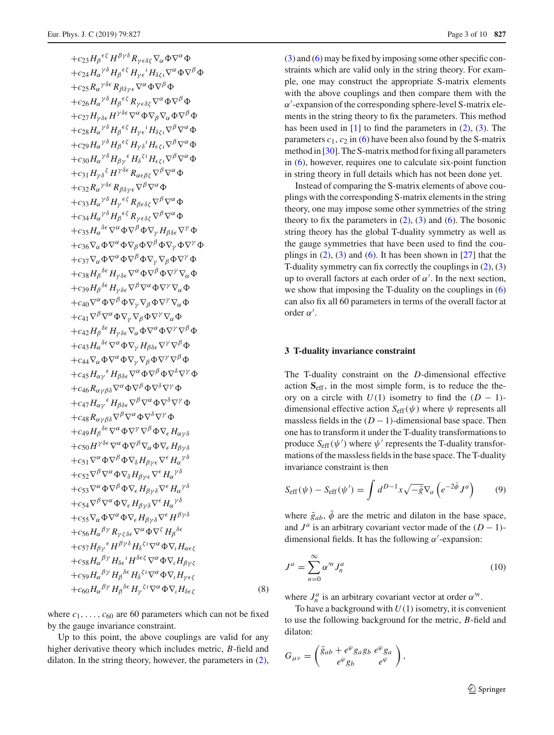$$
\begin{aligned}
&+c_{23} H_\beta{}^{\epsilon\zeta} H^{\beta\gamma\delta} R_{\gamma\epsilon\delta\zeta} \nabla_\alpha \Phi \nabla^\alpha \Phi \\
&+c_{24} H_\alpha{}^{\gamma\delta} H_\beta{}^{\epsilon\zeta} H_{\gamma\epsilon}{}^{\iota} H_{\delta\zeta\iota} \nabla^\alpha \Phi \nabla^\beta \Phi \\
&+c_{25} R_\alpha{}^{\gamma\delta\epsilon} R_{\beta\delta\gamma\epsilon} \nabla^\alpha \Phi \nabla^\beta \Phi \\
&+c_{26} H_\alpha{}^{\gamma\delta} H_\beta{}^{\epsilon\zeta} R_{\gamma\epsilon\delta\zeta} \nabla^\alpha \Phi \nabla^\beta \Phi \\
&+c_{27} H_{\gamma\delta\epsilon} H^{\gamma\delta\epsilon} \nabla^\alpha \Phi \nabla_\beta \nabla_\alpha \Phi \nabla^\beta \Phi \\
&+c_{28} H_\alpha{}^{\gamma\delta} H_\beta{}^{\epsilon\zeta} H_{\gamma\epsilon}{}^{\iota} H_{\delta\zeta\iota} \nabla^\beta \nabla^\alpha \Phi \\
&+c_{29} H_\alpha{}^{\gamma\delta} H_\beta{}^{\epsilon\zeta} H_{\gamma\delta}{}^{\iota} H_{\epsilon\zeta\iota} \nabla^\beta \nabla^\alpha \Phi \\
&+c_{30} H_\alpha{}^{\gamma\delta} H_{\beta\gamma}{}^{\epsilon} H_\delta{}^{\zeta\iota} H_{\epsilon\zeta\iota} \nabla^\beta \nabla^\alpha \Phi \\
&+c_{31} H_{\gamma\delta}{}^{\zeta} H^{\gamma\delta\epsilon} R_{\alpha\epsilon\beta\zeta} \nabla^\beta \nabla^\alpha \Phi \\
&+c_{32} R_\alpha{}^{\gamma\delta\epsilon} R_{\beta\delta\gamma\epsilon} \nabla^\beta \nabla^\alpha \Phi \\
&+c_{33} H_\alpha{}^{\gamma\delta} H_\gamma{}^{\epsilon\zeta} R_{\beta\epsilon\delta\zeta} \nabla^\beta \nabla^\alpha \Phi \\
&+c_{34} H_\alpha{}^{\gamma\delta} H_\beta{}^{\epsilon\zeta} R_{\gamma\epsilon\delta\zeta} \nabla^\beta \nabla^\alpha \Phi \\
&+c_{35} H_\alpha{}^{\delta\epsilon} \nabla^\alpha \Phi \nabla^\beta \Phi \nabla_\gamma H_{\beta\delta\epsilon} \nabla^\gamma \Phi \\
&+c_{36} \nabla_\alpha \Phi \nabla^\alpha \Phi \nabla_\beta \Phi \nabla^\beta \Phi \nabla_\gamma \Phi \nabla^\gamma \Phi \\
&+c_{37} \nabla_\alpha \Phi \nabla^\alpha \Phi \nabla^\beta \Phi \nabla_\gamma \nabla_\beta \Phi \nabla^\gamma \Phi \\
&+c_{38} H_\beta{}^{\delta\epsilon} H_{\gamma\delta\epsilon} \nabla^\alpha \Phi \nabla^\beta \Phi \nabla^\gamma \nabla_\alpha \Phi \\
&+c_{39} H_\beta{}^{\delta\epsilon} H_{\gamma\delta\epsilon} \nabla^\beta \nabla^\alpha \Phi \nabla^\gamma \nabla_\alpha \Phi \\
&+c_{40} \nabla^\alpha \Phi \nabla^\beta \Phi \nabla_\gamma \nabla_\beta \Phi \nabla^\gamma \nabla_\alpha \Phi \\
&+c_{41} \nabla^\beta \nabla^\alpha \Phi \nabla_\gamma \nabla_\beta \Phi \nabla^\gamma \nabla_\alpha \Phi \\
&+c_{42} H_\beta{}^{\delta\epsilon} H_{\gamma\delta\epsilon} \nabla_\alpha \Phi \nabla^\alpha \Phi \nabla^\gamma \nabla^\beta \Phi \\
&+c_{43} H_\alpha{}^{\delta\epsilon} \nabla^\alpha \Phi \nabla_\gamma H_{\beta\delta\epsilon} \nabla^\gamma \nabla^\beta \Phi \\
&+c_{44} \nabla_\alpha \Phi \nabla^\alpha \Phi \nabla_\gamma \nabla_\beta \Phi \nabla^\gamma \nabla^\beta \Phi \\
&+c_{45} H_{\alpha\gamma}{}^{\epsilon} H_{\beta\delta\epsilon} \nabla^\alpha \Phi \nabla^\beta \Phi \nabla^\delta \nabla^\gamma \Phi \\
&+c_{46} R_{\alpha\gamma\beta\delta} \nabla^\alpha \Phi \nabla^\beta \Phi \nabla^\delta \nabla^\gamma \Phi \\
&+c_{47} H_{\alpha\gamma}{}^{\epsilon} H_{\beta\delta\epsilon} \nabla^\beta \nabla^\alpha \Phi \nabla^\delta \nabla^\gamma \Phi \\
&+c_{48} R_{\alpha\gamma\beta\delta} \nabla^\beta \nabla^\alpha \Phi \nabla^\delta \nabla^\gamma \Phi \\
&+c_{49} H_\beta{}^{\delta\epsilon} \nabla^\alpha \Phi \nabla^\gamma \nabla^\beta \Phi \nabla_\epsilon H_{\alpha\gamma\delta} \\
&+c_{50} H^{\gamma\delta\epsilon} \nabla^\alpha \Phi \nabla^\beta \Phi \nabla_\alpha \Phi \nabla_\epsilon H_{\beta\gamma\delta} \\
&+c_{51} \nabla^\alpha \Phi \nabla^\beta \Phi \nabla_\delta H_{\beta\gamma\epsilon} \nabla^\epsilon H_\alpha{}^{\gamma\delta} \\
&+c_{52} \nabla^\beta \nabla^\alpha \Phi \nabla_\delta H_{\beta\gamma\epsilon} \nabla^\epsilon H_\alpha{}^{\gamma\delta} \\
&+c_{53} \nabla^\alpha \Phi \nabla^\beta \Phi \nabla_\epsilon H_{\beta\gamma\delta} \nabla^\epsilon H_\alpha{}^{\gamma\delta} \\
&+c_{54} \nabla^\beta \nabla^\alpha \Phi \nabla_\epsilon H_{\beta\gamma\delta} \nabla^\epsilon H_\alpha{}^{\gamma\delta} \\
&+c_{55} \nabla_\alpha \Phi \nabla^\alpha \Phi \nabla_\epsilon H_{\beta\gamma\delta} \nabla^\epsilon H^{\beta\gamma\delta} \\
&+c_{56} H_\alpha{}^{\beta\gamma} R_{\gamma\zeta\delta\epsilon} \nabla^\alpha \Phi \nabla^\zeta H_\beta{}^{\delta\epsilon} \\
&+c_{57} H_{\beta\gamma}{}^{\epsilon} H^{\beta\gamma\delta} H_\delta{}^{\zeta\iota} \nabla^\alpha \Phi \nabla_\iota H_{\alpha\epsilon\zeta} \\
&+c_{58} H_\alpha{}^{\beta\gamma} H_{\delta\epsilon}{}^{\iota} H^{\delta\epsilon\zeta} \nabla^\alpha \Phi \nabla_\iota H_{\beta\gamma\zeta} \\
&+c_{59} H_\alpha{}^{\beta\gamma} H_\beta{}^{\delta\epsilon} H_\delta{}^{\zeta\iota} \nabla^\alpha \Phi \nabla_\iota H_{\gamma\epsilon\zeta} \\
&+c_{60} H_\alpha{}^{\beta\gamma} H_\beta{}^{\delta\epsilon} H_\gamma{}^{\zeta\iota} \nabla^\alpha \Phi \nabla_\iota H_{\delta\epsilon\zeta}
\end{aligned}
\tag{8}
$$

where $c_1, \ldots, c_{60}$ are 60 parameters which can not be fixed by the gauge invariance constraint.

Up to this point, the above couplings are valid for any higher derivative theory which includes metric, $B$-field and dilaton. In the string theory, however, the parameters in (2), (3) and (6) may be fixed by imposing some other specific constraints which are valid only in the string theory. For example, one may construct the appropriate S-matrix elements with the above couplings and then compare them with the $\alpha'$-expansion of the corresponding sphere-level S-matrix elements in the string theory to fix the parameters. This method has been used in [1] to find the parameters in (2), (3). The parameters $c_1$, $c_2$ in (6) have been also found by the S-matrix method in [30]. The S-matrix method for fixing all parameters in (6), however, requires one to calculate six-point function in string theory in full details which has not been done yet.

Instead of comparing the S-matrix elements of above couplings with the corresponding S-matrix elements in the string theory, one may impose some other symmetries of the string theory to fix the parameters in (2), (3) and (6). The bosonic string theory has the global T-duality symmetry as well as the gauge symmetries that have been used to find the couplings in (2), (3) and (6). It has been shown in [27] that the T-duality symmetry can fix correctly the couplings in (2), (3) up to overall factors at each order of $\alpha'$. In the next section, we show that imposing the T-duality on the couplings in (6) can also fix all 60 parameters in terms of the overall factor at order $\alpha'$.

## 3 T-duality invariance constraint

The T-duality constraint on the $D$-dimensional effective action $\mathbf{S}_{\text{eff}}$, in the most simple form, is to reduce the theory on a circle with $U(1)$ isometry to find the $(D-1)$-dimensional effective action $S_{\text{eff}}(\psi)$ where $\psi$ represents all massless fields in the $(D-1)$-dimensional base space. Then one has to transform it under the T-duality transformations to produce $S_{\text{eff}}(\psi')$ where $\psi'$ represents the T-duality transformations of the massless fields in the base space. The T-duality invariance constraint is then

$$
S_{\text{eff}}(\psi) - S_{\text{eff}}(\psi') = \int d^{D-1}x \sqrt{-\bar{g}} \nabla_a \left( e^{-2\bar{\phi}} J^a \right) \tag{9}
$$

where $\bar{g}_{ab}$, $\bar{\phi}$ are the metric and dilaton in the base space, and $J^a$ is an arbitrary covariant vector made of the $(D-1)$-dimensional fields. It has the following $\alpha'$-expansion:

$$
J^a = \sum_{n=0}^{\infty} \alpha'^n J_n^a \tag{10}
$$

where $J_n^a$ is an arbitrary covariant vector at order $\alpha'^n$.

To have a background with $U(1)$ isometry, it is convenient to use the following background for the metric, $B$-field and dilaton:

$$
G_{\mu\nu} = \begin{pmatrix} \bar{g}_{ab} + e^{\varphi} g_a g_b & e^{\varphi} g_a \\ e^{\varphi} g_b & e^{\varphi} \end{pmatrix},
$$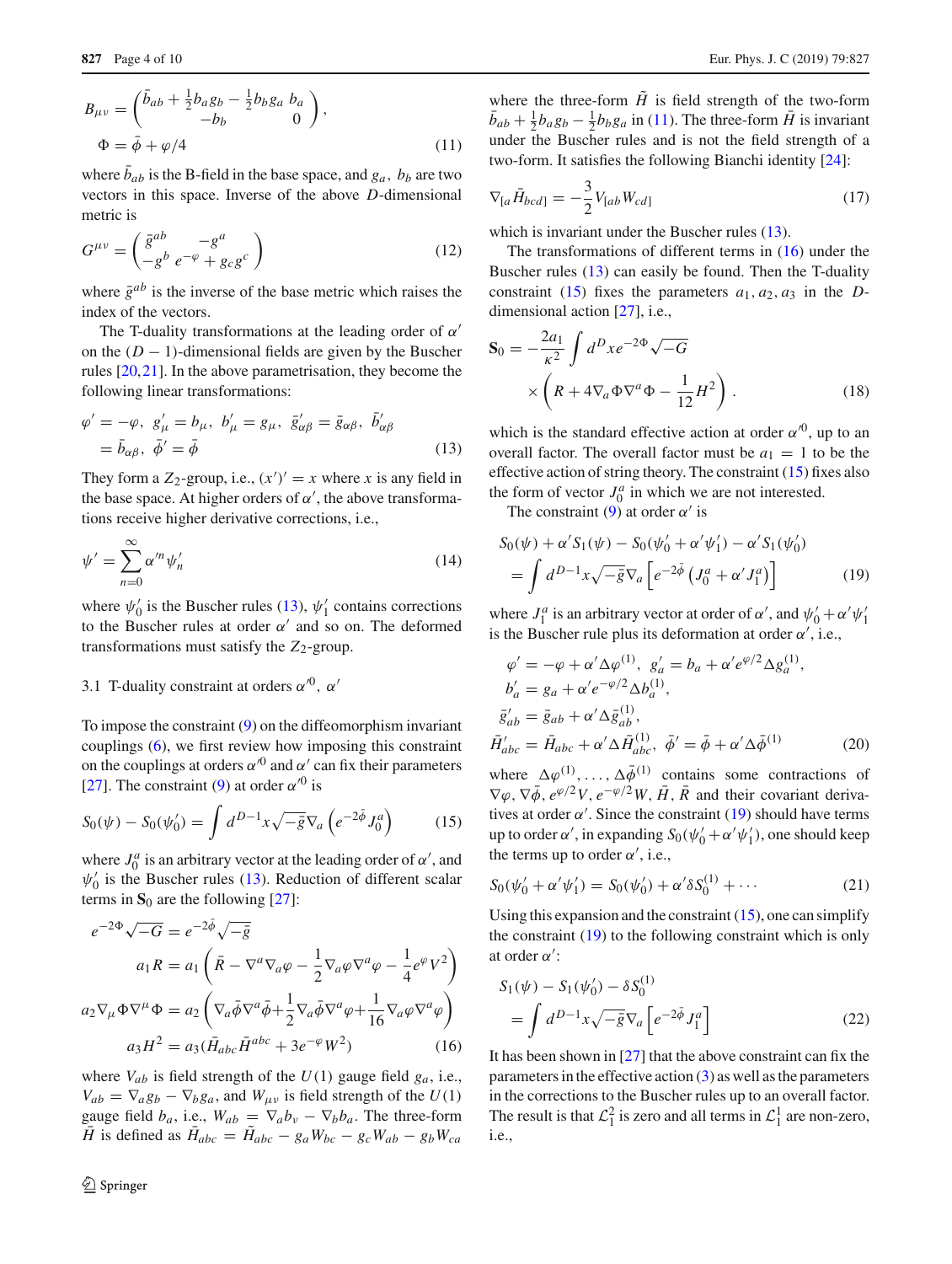$$B_{\mu\nu} = \begin{pmatrix} \bar{b}_{ab} + \frac{1}{2}b_a g_b - \frac{1}{2}b_b g_a & b_a \\ -b_b & 0 \end{pmatrix},$$

$$\Phi = \bar{\phi} + \varphi/4 \tag{11}$$

where $\bar{b}_{ab}$ is the B-field in the base space, and $g_a$, $b_b$ are two vectors in this space. Inverse of the above $D$-dimensional metric is

$$G^{\mu\nu} = \begin{pmatrix} \bar{g}^{ab} & -g^a \\ -g^b & e^{-\varphi} + g_c g^c \end{pmatrix} \tag{12}$$

where $\bar{g}^{ab}$ is the inverse of the base metric which raises the index of the vectors.

The T-duality transformations at the leading order of $\alpha'$ on the $(D-1)$-dimensional fields are given by the Buscher rules [20,21]. In the above parametrisation, they become the following linear transformations:

$$\varphi' = -\varphi,\ g'_\mu = b_\mu,\ b'_\mu = g_\mu,\ \bar{g}'_{\alpha\beta} = \bar{g}_{\alpha\beta},\ \bar{b}'_{\alpha\beta} = \bar{b}_{\alpha\beta},\ \bar{\phi}' = \bar{\phi} \tag{13}$$

They form a $Z_2$-group, i.e., $(x')' = x$ where $x$ is any field in the base space. At higher orders of $\alpha'$, the above transformations receive higher derivative corrections, i.e.,

$$\psi' = \sum_{n=0}^{\infty} \alpha'^n \psi'_n \tag{14}$$

where $\psi'_0$ is the Buscher rules (13), $\psi'_1$ contains corrections to the Buscher rules at order $\alpha'$ and so on. The deformed transformations must satisfy the $Z_2$-group.

### 3.1 T-duality constraint at orders $\alpha'^0$, $\alpha'$

To impose the constraint (9) on the diffeomorphism invariant couplings (6), we first review how imposing this constraint on the couplings at orders $\alpha'^0$ and $\alpha'$ can fix their parameters [27]. The constraint (9) at order $\alpha'^0$ is

$$S_0(\psi) - S_0(\psi'_0) = \int d^{D-1}x\sqrt{-\bar{g}}\nabla_a\left(e^{-2\bar{\phi}}J_0^a\right) \tag{15}$$

where $J_0^a$ is an arbitrary vector at the leading order of $\alpha'$, and $\psi'_0$ is the Buscher rules (13). Reduction of different scalar terms in $\mathbf{S}_0$ are the following [27]:

$$e^{-2\Phi}\sqrt{-G} = e^{-2\bar{\phi}}\sqrt{-\bar{g}}$$

$$a_1 R = a_1\left(\bar{R} - \nabla^a\nabla_a\varphi - \frac{1}{2}\nabla_a\varphi\nabla^a\varphi - \frac{1}{4}e^{\varphi}V^2\right)$$

$$a_2\nabla_\mu\Phi\nabla^\mu\Phi = a_2\left(\nabla_a\bar{\phi}\nabla^a\bar{\phi} + \frac{1}{2}\nabla_a\bar{\phi}\nabla^a\varphi + \frac{1}{16}\nabla_a\varphi\nabla^a\varphi\right)$$

$$a_3 H^2 = a_3(\bar{H}_{abc}\bar{H}^{abc} + 3e^{-\varphi}W^2) \tag{16}$$

where $V_{ab}$ is field strength of the $U(1)$ gauge field $g_a$, i.e., $V_{ab} = \nabla_a g_b - \nabla_b g_a$, and $W_{\mu\nu}$ is field strength of the $U(1)$ gauge field $b_a$, i.e., $W_{ab} = \nabla_a b_v - \nabla_b b_a$. The three-form $\bar{H}$ is defined as $\bar{H}_{abc} = \tilde{H}_{abc} - g_a W_{bc} - g_c W_{ab} - g_b W_{ca}$ where the three-form $\tilde{H}$ is field strength of the two-form $\bar{b}_{ab} + \frac{1}{2}b_a g_b - \frac{1}{2}b_b g_a$ in (11). The three-form $\bar{H}$ is invariant under the Buscher rules and is not the field strength of a two-form. It satisfies the following Bianchi identity [24]:

$$\nabla_{[a}\bar{H}_{bcd]} = -\frac{3}{2}V_{[ab}W_{cd]} \tag{17}$$

which is invariant under the Buscher rules (13).

The transformations of different terms in (16) under the Buscher rules (13) can easily be found. Then the T-duality constraint (15) fixes the parameters $a_1, a_2, a_3$ in the $D$-dimensional action [27], i.e.,

$$\mathbf{S}_0 = -\frac{2a_1}{\kappa^2}\int d^D x e^{-2\Phi}\sqrt{-G}\left(R + 4\nabla_a\Phi\nabla^a\Phi - \frac{1}{12}H^2\right). \tag{18}$$

which is the standard effective action at order $\alpha'^0$, up to an overall factor. The overall factor must be $a_1 = 1$ to be the effective action of string theory. The constraint (15) fixes also the form of vector $J_0^a$ in which we are not interested.

The constraint (9) at order $\alpha'$ is

$$S_0(\psi) + \alpha' S_1(\psi) - S_0(\psi'_0 + \alpha'\psi'_1) - \alpha' S_1(\psi'_0) = \int d^{D-1}x\sqrt{-\bar{g}}\nabla_a\left[e^{-2\bar{\phi}}\left(J_0^a + \alpha' J_1^a\right)\right] \tag{19}$$

where $J_1^a$ is an arbitrary vector at order of $\alpha'$, and $\psi'_0 + \alpha'\psi'_1$ is the Buscher rule plus its deformation at order $\alpha'$, i.e.,

$$\varphi' = -\varphi + \alpha'\Delta\varphi^{(1)},\ g'_a = b_a + \alpha' e^{\varphi/2}\Delta g_a^{(1)},$$
$$b'_a = g_a + \alpha' e^{-\varphi/2}\Delta b_a^{(1)},$$
$$\bar{g}'_{ab} = \bar{g}_{ab} + \alpha'\Delta\bar{g}_{ab}^{(1)},$$
$$\bar{H}'_{abc} = \bar{H}_{abc} + \alpha'\Delta\bar{H}_{abc}^{(1)},\ \bar{\phi}' = \bar{\phi} + \alpha'\Delta\bar{\phi}^{(1)} \tag{20}$$

where $\Delta\varphi^{(1)}, \ldots, \Delta\bar{\phi}^{(1)}$ contains some contractions of $\nabla\varphi, \nabla\bar{\phi}, e^{\varphi/2}V, e^{-\varphi/2}W, \bar{H}, \bar{R}$ and their covariant derivatives at order $\alpha'$. Since the constraint (19) should have terms up to order $\alpha'$, in expanding $S_0(\psi'_0 + \alpha'\psi'_1)$, one should keep the terms up to order $\alpha'$, i.e.,

$$S_0(\psi'_0 + \alpha'\psi'_1) = S_0(\psi'_0) + \alpha'\delta S_0^{(1)} + \cdots \tag{21}$$

Using this expansion and the constraint (15), one can simplify the constraint (19) to the following constraint which is only at order $\alpha'$:

$$S_1(\psi) - S_1(\psi'_0) - \delta S_0^{(1)} = \int d^{D-1}x\sqrt{-\bar{g}}\nabla_a\left[e^{-2\bar{\phi}}J_1^a\right] \tag{22}$$

It has been shown in [27] that the above constraint can fix the parameters in the effective action (3) as well as the parameters in the corrections to the Buscher rules up to an overall factor. The result is that $\mathcal{L}_1^2$ is zero and all terms in $\mathcal{L}_1^1$ are non-zero, i.e.,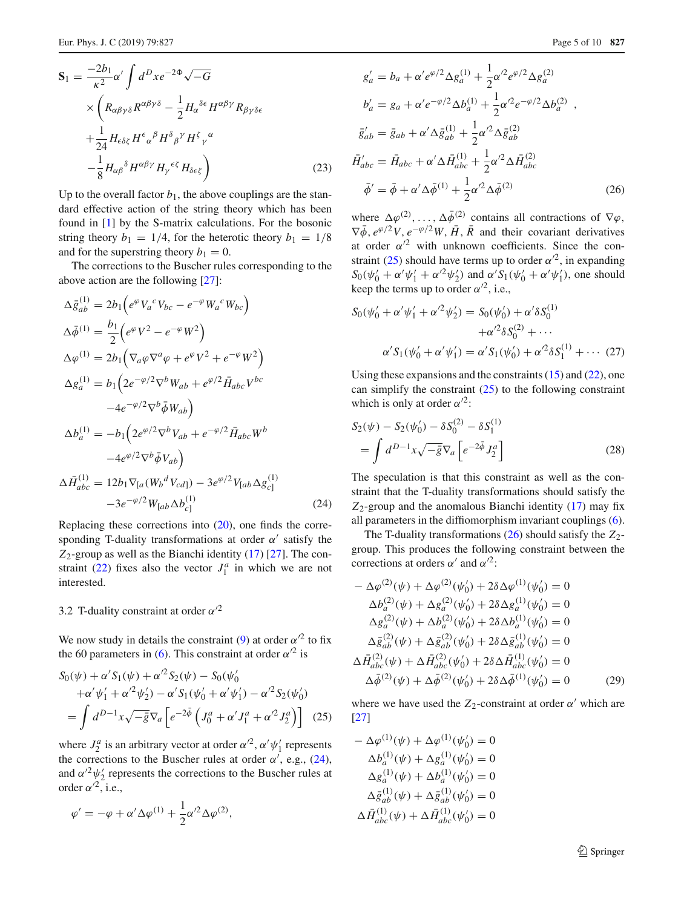$$
\begin{aligned}
\mathbf{S}_1 = &\frac{-2b_1}{\kappa^2}\alpha' \int d^D x e^{-2\Phi}\sqrt{-G} \\
&\times \bigg( R_{\alpha\beta\gamma\delta}R^{\alpha\beta\gamma\delta} - \frac{1}{2}H_\alpha{}^{\delta\epsilon}H^{\alpha\beta\gamma}R_{\beta\gamma\delta\epsilon} \\
&+\frac{1}{24}H_{\epsilon\delta\zeta}H^\epsilon{}_\alpha{}^\beta H^\delta{}_\beta{}^\gamma H^\zeta{}_\gamma{}^\alpha \\
&-\frac{1}{8}H_{\alpha\beta}{}^\delta H^{\alpha\beta\gamma}H_\gamma{}^{\epsilon\zeta}H_{\delta\epsilon\zeta}\bigg)
\end{aligned}
\tag{23}
$$

Up to the overall factor $b_1$, the above couplings are the standard effective action of the string theory which has been found in [1] by the S-matrix calculations. For the bosonic string theory $b_1 = 1/4$, for the heterotic theory $b_1 = 1/8$ and for the superstring theory $b_1 = 0$.

The corrections to the Buscher rules corresponding to the above action are the following [27]:

$$
\begin{aligned}
\Delta\bar{g}^{(1)}_{ab} &= 2b_1\Big(e^{\varphi}V_a{}^cV_{bc} - e^{-\varphi}W_a{}^cW_{bc}\Big) \\
\Delta\bar{\phi}^{(1)} &= \frac{b_1}{2}\Big(e^{\varphi}V^2 - e^{-\varphi}W^2\Big) \\
\Delta\varphi^{(1)} &= 2b_1\Big(\nabla_a\varphi\nabla^a\varphi + e^{\varphi}V^2 + e^{-\varphi}W^2\Big) \\
\Delta g^{(1)}_a &= b_1\Big(2e^{-\varphi/2}\nabla^bW_{ab} + e^{\varphi/2}\bar{H}_{abc}V^{bc} \\
&\quad -4e^{-\varphi/2}\nabla^b\bar{\phi}W_{ab}\Big) \\
\Delta b^{(1)}_a &= -b_1\Big(2e^{\varphi/2}\nabla^bV_{ab} + e^{-\varphi/2}\bar{H}_{abc}W^b \\
&\quad -4e^{\varphi/2}\nabla^b\bar{\phi}V_{ab}\Big) \\
\Delta\bar{H}^{(1)}_{abc} &= 12b_1\nabla_{[a}(W_b{}^dV_{cd]}) - 3e^{\varphi/2}V_{[ab}\Delta g^{(1)}_{c]} \\
&\quad -3e^{-\varphi/2}W_{[ab}\Delta b^{(1)}_{c]}
\end{aligned}
\tag{24}
$$

Replacing these corrections into (20), one finds the corresponding T-duality transformations at order $\alpha'$ satisfy the $Z_2$-group as well as the Bianchi identity (17) [27]. The constraint (22) fixes also the vector $J^a_1$ in which we are not interested.

### 3.2 T-duality constraint at order $\alpha'^2$

We now study in details the constraint (9) at order $\alpha'^2$ to fix the 60 parameters in (6). This constraint at order $\alpha'^2$ is

$$
\begin{aligned}
&S_0(\psi) + \alpha' S_1(\psi) + \alpha'^2 S_2(\psi) - S_0(\psi'_0 \\
&\quad +\alpha'\psi'_1 + \alpha'^2\psi'_2) - \alpha' S_1(\psi'_0 + \alpha'\psi'_1) - \alpha'^2 S_2(\psi'_0) \\
&= \int d^{D-1}x\sqrt{-\bar{g}}\nabla_a\Big[e^{-2\bar{\phi}}\Big(J^a_0 + \alpha' J^a_1 + \alpha'^2 J^a_2\Big)\Big]
\end{aligned}
\tag{25}
$$

where $J^a_2$ is an arbitrary vector at order $\alpha'^2$, $\alpha'\psi'_1$ represents the corrections to the Buscher rules at order $\alpha'$, e.g., (24), and $\alpha'^2\psi'_2$ represents the corrections to the Buscher rules at order $\alpha'^2$, i.e.,

$$
\begin{aligned}
\varphi' &= -\varphi + \alpha'\Delta\varphi^{(1)} + \frac{1}{2}\alpha'^2\Delta\varphi^{(2)}, \\
g'_a &= b_a + \alpha' e^{\varphi/2}\Delta g^{(1)}_a + \frac{1}{2}\alpha'^2 e^{\varphi/2}\Delta g^{(2)}_a \\
b'_a &= g_a + \alpha' e^{-\varphi/2}\Delta b^{(1)}_a + \frac{1}{2}\alpha'^2 e^{-\varphi/2}\Delta b^{(2)}_a\ , \\
\bar{g}'_{ab} &= \bar{g}_{ab} + \alpha'\Delta\bar{g}^{(1)}_{ab} + \frac{1}{2}\alpha'^2\Delta\bar{g}^{(2)}_{ab} \\
\bar{H}'_{abc} &= \bar{H}_{abc} + \alpha'\Delta\bar{H}^{(1)}_{abc} + \frac{1}{2}\alpha'^2\Delta\bar{H}^{(2)}_{abc} \\
\bar{\phi}' &= \bar{\phi} + \alpha'\Delta\bar{\phi}^{(1)} + \frac{1}{2}\alpha'^2\Delta\bar{\phi}^{(2)}
\end{aligned}
\tag{26}
$$

where $\Delta\varphi^{(2)}, \ldots, \Delta\bar{\phi}^{(2)}$ contains all contractions of $\nabla\varphi$, $\nabla\bar{\phi}$, $e^{\varphi/2}V$, $e^{-\varphi/2}W$, $\bar{H}$, $\bar{R}$ and their covariant derivatives at order $\alpha'^2$ with unknown coefficients. Since the constraint (25) should have terms up to order $\alpha'^2$, in expanding $S_0(\psi'_0 + \alpha'\psi'_1 + \alpha'^2\psi'_2)$ and $\alpha' S_1(\psi'_0 + \alpha'\psi'_1)$, one should keep the terms up to order $\alpha'^2$, i.e.,

$$
\begin{aligned}
S_0(\psi'_0 + \alpha'\psi'_1 + \alpha'^2\psi'_2) &= S_0(\psi'_0) + \alpha'\delta S^{(1)}_0 \\
&\quad +\alpha'^2\delta S^{(2)}_0 + \cdots \\
\alpha' S_1(\psi'_0 + \alpha'\psi'_1) &= \alpha' S_1(\psi'_0) + \alpha'^2\delta S^{(1)}_1 + \cdots
\end{aligned}
\tag{27}
$$

Using these expansions and the constraints (15) and (22), one can simplify the constraint (25) to the following constraint which is only at order $\alpha'^2$:

$$
\begin{aligned}
&S_2(\psi) - S_2(\psi'_0) - \delta S^{(2)}_0 - \delta S^{(1)}_1 \\
&= \int d^{D-1}x\sqrt{-\bar{g}}\nabla_a\Big[e^{-2\bar{\phi}}J^a_2\Big]
\end{aligned}
\tag{28}
$$

The speculation is that this constraint as well as the constraint that the T-duality transformations should satisfy the $Z_2$-group and the anomalous Bianchi identity (17) may fix all parameters in the diffiomorphism invariant couplings (6).

The T-duality transformations (26) should satisfy the $Z_2$-group. This produces the following constraint between the corrections at orders $\alpha'$ and $\alpha'^2$:

$$
\begin{aligned}
-\Delta\varphi^{(2)}(\psi) + \Delta\varphi^{(2)}(\psi'_0) + 2\delta\Delta\varphi^{(1)}(\psi'_0) &= 0 \\
\Delta b^{(2)}_a(\psi) + \Delta g^{(2)}_a(\psi'_0) + 2\delta\Delta g^{(1)}_a(\psi'_0) &= 0 \\
\Delta g^{(2)}_a(\psi) + \Delta b^{(2)}_a(\psi'_0) + 2\delta\Delta b^{(1)}_a(\psi'_0) &= 0 \\
\Delta\bar{g}^{(2)}_{ab}(\psi) + \Delta\bar{g}^{(2)}_{ab}(\psi'_0) + 2\delta\Delta\bar{g}^{(1)}_{ab}(\psi'_0) &= 0 \\
\Delta\bar{H}^{(2)}_{abc}(\psi) + \Delta\bar{H}^{(2)}_{abc}(\psi'_0) + 2\delta\Delta\bar{H}^{(1)}_{abc}(\psi'_0) &= 0 \\
\Delta\bar{\phi}^{(2)}(\psi) + \Delta\bar{\phi}^{(2)}(\psi'_0) + 2\delta\Delta\bar{\phi}^{(1)}(\psi'_0) &= 0
\end{aligned}
\tag{29}
$$

where we have used the $Z_2$-constraint at order $\alpha'$ which are [27]

$$
\begin{aligned}
-\Delta\varphi^{(1)}(\psi) + \Delta\varphi^{(1)}(\psi'_0) &= 0 \\
\Delta b^{(1)}_a(\psi) + \Delta g^{(1)}_a(\psi'_0) &= 0 \\
\Delta g^{(1)}_a(\psi) + \Delta b^{(1)}_a(\psi'_0) &= 0 \\
\Delta\bar{g}^{(1)}_{ab}(\psi) + \Delta\bar{g}^{(1)}_{ab}(\psi'_0) &= 0 \\
\Delta\bar{H}^{(1)}_{abc}(\psi) + \Delta\bar{H}^{(1)}_{abc}(\psi'_0) &= 0
\end{aligned}
$$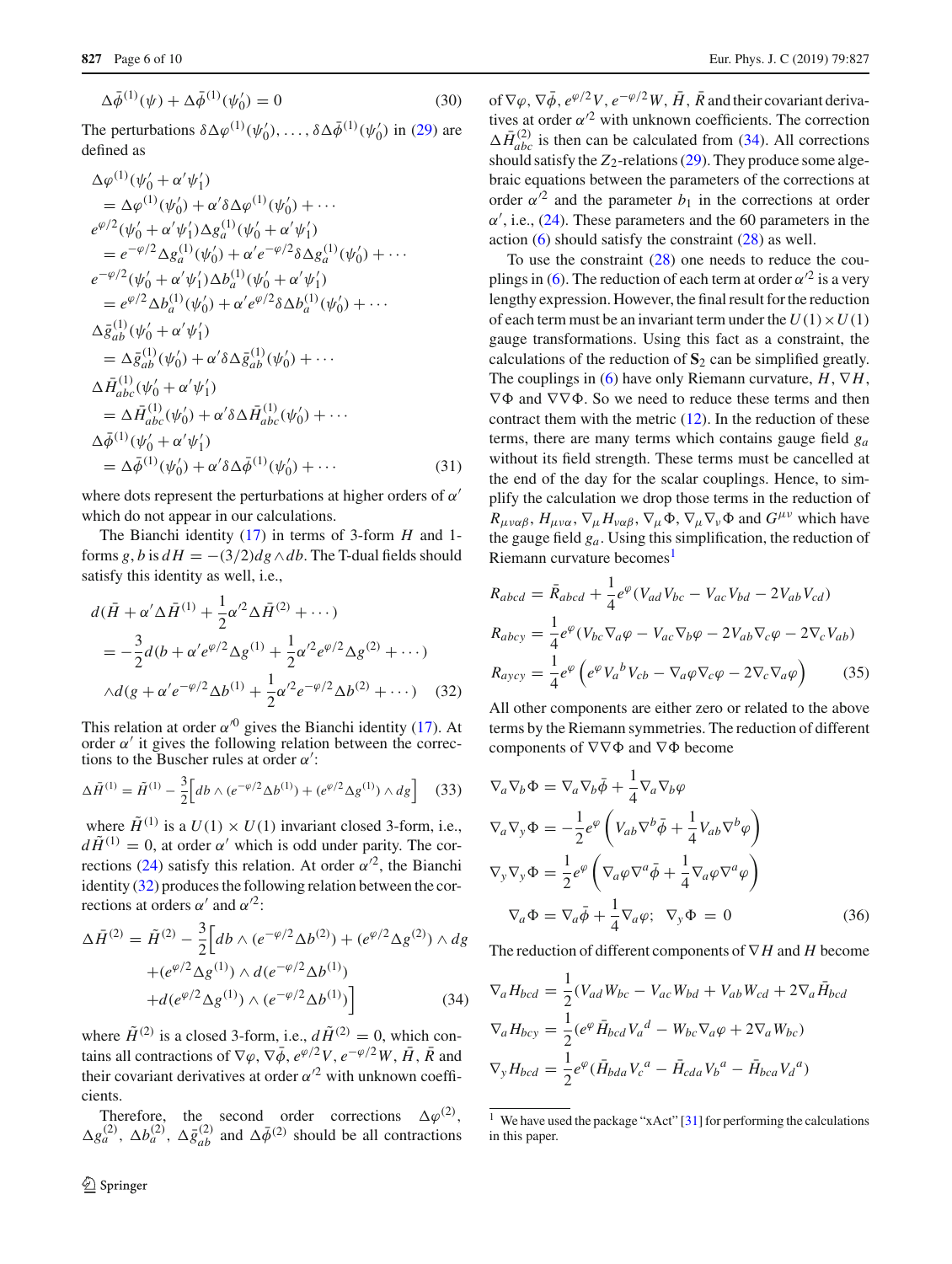$$\Delta\bar{\phi}^{(1)}(\psi) + \Delta\bar{\phi}^{(1)}(\psi'_0) = 0 \quad (30)$$

The perturbations $\delta\Delta\varphi^{(1)}(\psi'_0), \ldots, \delta\Delta\bar{\phi}^{(1)}(\psi'_0)$ in (29) are defined as

$$\begin{aligned}
&\Delta\varphi^{(1)}(\psi'_0 + \alpha'\psi'_1) \\
&= \Delta\varphi^{(1)}(\psi'_0) + \alpha'\delta\Delta\varphi^{(1)}(\psi'_0) + \cdots \\
&e^{\varphi/2}(\psi'_0 + \alpha'\psi'_1)\Delta g^{(1)}_a(\psi'_0 + \alpha'\psi'_1) \\
&= e^{-\varphi/2}\Delta g^{(1)}_a(\psi'_0) + \alpha' e^{-\varphi/2}\delta\Delta g^{(1)}_a(\psi'_0) + \cdots \\
&e^{-\varphi/2}(\psi'_0 + \alpha'\psi'_1)\Delta b^{(1)}_a(\psi'_0 + \alpha'\psi'_1) \\
&= e^{\varphi/2}\Delta b^{(1)}_a(\psi'_0) + \alpha' e^{\varphi/2}\delta\Delta b^{(1)}_a(\psi'_0) + \cdots \\
&\Delta\bar{g}^{(1)}_{ab}(\psi'_0 + \alpha'\psi'_1) \\
&= \Delta\bar{g}^{(1)}_{ab}(\psi'_0) + \alpha'\delta\Delta\bar{g}^{(1)}_{ab}(\psi'_0) + \cdots \\
&\Delta\bar{H}^{(1)}_{abc}(\psi'_0 + \alpha'\psi'_1) \\
&= \Delta\bar{H}^{(1)}_{abc}(\psi'_0) + \alpha'\delta\Delta\bar{H}^{(1)}_{abc}(\psi'_0) + \cdots \\
&\Delta\bar{\phi}^{(1)}(\psi'_0 + \alpha'\psi'_1) \\
&= \Delta\bar{\phi}^{(1)}(\psi'_0) + \alpha'\delta\Delta\bar{\phi}^{(1)}(\psi'_0) + \cdots
\end{aligned} \quad (31)$$

where dots represent the perturbations at higher orders of $\alpha'$ which do not appear in our calculations.

The Bianchi identity (17) in terms of 3-form $H$ and 1-forms $g, b$ is $dH = -(3/2)dg \wedge db$. The T-dual fields should satisfy this identity as well, i.e.,

$$\begin{aligned}
&d(\bar{H} + \alpha'\Delta\bar{H}^{(1)} + \frac{1}{2}\alpha'^2\Delta\bar{H}^{(2)} + \cdots) \\
&= -\frac{3}{2}d(b + \alpha' e^{\varphi/2}\Delta g^{(1)} + \frac{1}{2}\alpha'^2 e^{\varphi/2}\Delta g^{(2)} + \cdots) \\
&\wedge d(g + \alpha' e^{-\varphi/2}\Delta b^{(1)} + \frac{1}{2}\alpha'^2 e^{-\varphi/2}\Delta b^{(2)} + \cdots)
\end{aligned} \quad (32)$$

This relation at order $\alpha'^0$ gives the Bianchi identity (17). At order $\alpha'$ it gives the following relation between the corrections to the Buscher rules at order $\alpha'$:

$$\Delta\bar{H}^{(1)} = \tilde{H}^{(1)} - \frac{3}{2}\Big[db \wedge (e^{-\varphi/2}\Delta b^{(1)}) + (e^{\varphi/2}\Delta g^{(1)}) \wedge dg\Big] \quad (33)$$

where $\tilde{H}^{(1)}$ is a $U(1)\times U(1)$ invariant closed 3-form, i.e., $d\tilde{H}^{(1)} = 0$, at order $\alpha'$ which is odd under parity. The corrections (24) satisfy this relation. At order $\alpha'^2$, the Bianchi identity (32) produces the following relation between the corrections at orders $\alpha'$ and $\alpha'^2$:

$$\begin{aligned}
\Delta\bar{H}^{(2)} = \tilde{H}^{(2)} - \frac{3}{2}\Big[&db \wedge (e^{-\varphi/2}\Delta b^{(2)}) + (e^{\varphi/2}\Delta g^{(2)}) \wedge dg \\
&+ (e^{\varphi/2}\Delta g^{(1)}) \wedge d(e^{-\varphi/2}\Delta b^{(1)}) \\
&+ d(e^{\varphi/2}\Delta g^{(1)}) \wedge (e^{-\varphi/2}\Delta b^{(1)})\Big]
\end{aligned} \quad (34)$$

where $\tilde{H}^{(2)}$ is a closed 3-form, i.e., $d\tilde{H}^{(2)} = 0$, which contains all contractions of $\nabla\varphi, \nabla\bar{\phi}, e^{\varphi/2}V, e^{-\varphi/2}W, \bar{H}, \bar{R}$ and their covariant derivatives at order $\alpha'^2$ with unknown coefficients.

Therefore, the second order corrections $\Delta\varphi^{(2)}$, $\Delta g^{(2)}_a$, $\Delta b^{(2)}_a$, $\Delta\bar{g}^{(2)}_{ab}$ and $\Delta\bar{\phi}^{(2)}$ should be all contractions of $\nabla\varphi, \nabla\bar{\phi}, e^{\varphi/2}V, e^{-\varphi/2}W, \bar{H}, \bar{R}$ and their covariant derivatives at order $\alpha'^2$ with unknown coefficients. The correction $\Delta\bar{H}^{(2)}_{abc}$ is then can be calculated from (34). All corrections should satisfy the $Z_2$-relations (29). They produce some algebraic equations between the parameters of the corrections at order $\alpha'^2$ and the parameter $b_1$ in the corrections at order $\alpha'$, i.e., (24). These parameters and the 60 parameters in the action (6) should satisfy the constraint (28) as well.

To use the constraint (28) one needs to reduce the couplings in (6). The reduction of each term at order $\alpha'^2$ is a very lengthy expression. However, the final result for the reduction of each term must be an invariant term under the $U(1)\times U(1)$ gauge transformations. Using this fact as a constraint, the calculations of the reduction of $\mathbf{S}_2$ can be simplified greatly. The couplings in (6) have only Riemann curvature, $H$, $\nabla H$, $\nabla\Phi$ and $\nabla\nabla\Phi$. So we need to reduce these terms and then contract them with the metric (12). In the reduction of these terms, there are many terms which contains gauge field $g_a$ without its field strength. These terms must be cancelled at the end of the day for the scalar couplings. Hence, to simplify the calculation we drop those terms in the reduction of $R_{\mu\nu\alpha\beta}$, $H_{\mu\nu\alpha}$, $\nabla_\mu H_{\nu\alpha\beta}$, $\nabla_\mu\Phi$, $\nabla_\mu\nabla_\nu\Phi$ and $G^{\mu\nu}$ which have the gauge field $g_a$. Using this simplification, the reduction of Riemann curvature becomes[1]

$$\begin{aligned}
R_{abcd} &= \bar{R}_{abcd} + \frac{1}{4}e^{\varphi}(V_{ad}V_{bc} - V_{ac}V_{bd} - 2V_{ab}V_{cd}) \\
R_{abcy} &= \frac{1}{4}e^{\varphi}(V_{bc}\nabla_a\varphi - V_{ac}\nabla_b\varphi - 2V_{ab}\nabla_c\varphi - 2\nabla_c V_{ab}) \\
R_{aycy} &= \frac{1}{4}e^{\varphi}\left(e^{\varphi}V_a{}^b V_{cb} - \nabla_a\varphi\nabla_c\varphi - 2\nabla_c\nabla_a\varphi\right)
\end{aligned} \quad (35)$$

All other components are either zero or related to the above terms by the Riemann symmetries. The reduction of different components of $\nabla\nabla\Phi$ and $\nabla\Phi$ become

$$\begin{aligned}
\nabla_a\nabla_b\Phi &= \nabla_a\nabla_b\bar{\phi} + \frac{1}{4}\nabla_a\nabla_b\varphi \\
\nabla_a\nabla_y\Phi &= -\frac{1}{2}e^{\varphi}\left(V_{ab}\nabla^b\bar{\phi} + \frac{1}{4}V_{ab}\nabla^b\varphi\right) \\
\nabla_y\nabla_y\Phi &= \frac{1}{2}e^{\varphi}\left(\nabla_a\varphi\nabla^a\bar{\phi} + \frac{1}{4}\nabla_a\varphi\nabla^a\varphi\right) \\
\nabla_a\Phi &= \nabla_a\bar{\phi} + \frac{1}{4}\nabla_a\varphi;\quad \nabla_y\Phi = 0
\end{aligned} \quad (36)$$

The reduction of different components of $\nabla H$ and $H$ become

$$\begin{aligned}
\nabla_a H_{bcd} &= \frac{1}{2}(V_{ad}W_{bc} - V_{ac}W_{bd} + V_{ab}W_{cd} + 2\nabla_a\bar{H}_{bcd} \\
\nabla_a H_{bcy} &= \frac{1}{2}(e^{\varphi}\bar{H}_{bcd}V_a{}^d - W_{bc}\nabla_a\varphi + 2\nabla_a W_{bc}) \\
\nabla_y H_{bcd} &= \frac{1}{2}e^{\varphi}(\bar{H}_{bda}V_c{}^a - \bar{H}_{cda}V_b{}^a - \bar{H}_{bca}V_d{}^a)
\end{aligned}$$

[1] We have used the package "xAct" [31] for performing the calculations in this paper.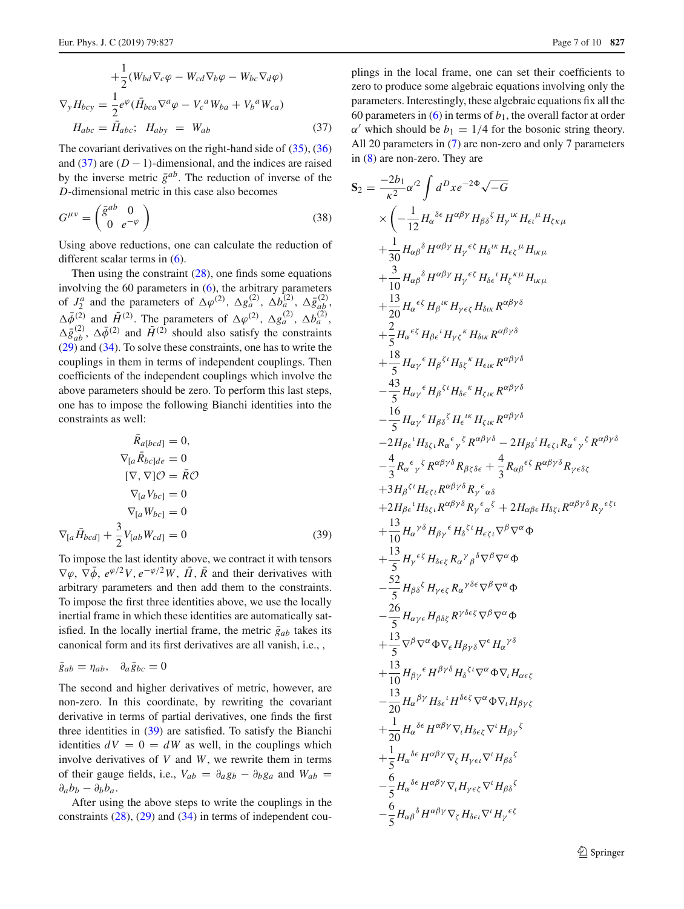$$
\begin{aligned}
&+\frac{1}{2}(W_{bd}\nabla_c\varphi - W_{cd}\nabla_b\varphi - W_{bc}\nabla_d\varphi)\\
\nabla_y H_{bcy} &= \frac{1}{2}e^{\varphi}(\bar{H}_{bca}\nabla^a\varphi - V_c{}^a W_{ba} + V_b{}^a W_{ca})\\
H_{abc} &= \bar{H}_{abc};\quad H_{aby} = W_{ab} \qquad (37)
\end{aligned}
$$

The covariant derivatives on the right-hand side of (35), (36) and (37) are $(D-1)$-dimensional, and the indices are raised by the inverse metric $\bar{g}^{ab}$. The reduction of inverse of the $D$-dimensional metric in this case also becomes

$$
G^{\mu\nu} = \begin{pmatrix} \bar{g}^{ab} & 0 \\ 0 & e^{-\varphi} \end{pmatrix} \qquad (38)
$$

Using above reductions, one can calculate the reduction of different scalar terms in (6).

Then using the constraint (28), one finds some equations involving the 60 parameters in (6), the arbitrary parameters of $J_2^a$ and the parameters of $\Delta\varphi^{(2)}$, $\Delta g_a^{(2)}$, $\Delta b_a^{(2)}$, $\Delta\bar{g}_{ab}^{(2)}$, $\Delta\bar{\phi}^{(2)}$ and $\tilde{H}^{(2)}$. The parameters of $\Delta\varphi^{(2)}$, $\Delta g_a^{(2)}$, $\Delta b_a^{(2)}$, $\Delta\bar{g}_{ab}^{(2)}$, $\Delta\bar{\phi}^{(2)}$ and $\tilde{H}^{(2)}$ should also satisfy the constraints (29) and (34). To solve these constraints, one has to write the couplings in them in terms of independent couplings. Then coefficients of the independent couplings which involve the above parameters should be zero. To perform this last steps, one has to impose the following Bianchi identities into the constraints as well:

$$
\begin{aligned}
\bar{R}_{a[bcd]} &= 0,\\
\nabla_{[a}\bar{R}_{bc]de} &= 0\\
[\nabla,\nabla]\mathcal{O} &= \bar{R}\mathcal{O}\\
\nabla_{[a}V_{bc]} &= 0\\
\nabla_{[a}W_{bc]} &= 0\\
\nabla_{[a}\bar{H}_{bcd]} + \frac{3}{2}V_{[ab}W_{cd]} &= 0 \qquad (39)
\end{aligned}
$$

To impose the last identity above, we contract it with tensors $\nabla\varphi$, $\nabla\bar{\phi}$, $e^{\varphi/2}V$, $e^{-\varphi/2}W$, $\bar{H}$, $\bar{R}$ and their derivatives with arbitrary parameters and then add them to the constraints. To impose the first three identities above, we use the locally inertial frame in which these identities are automatically satisfied. In the locally inertial frame, the metric $\bar{g}_{ab}$ takes its canonical form and its first derivatives are all vanish, i.e., ,

$$
\bar{g}_{ab} = \eta_{ab},\quad \partial_a\bar{g}_{bc} = 0
$$

The second and higher derivatives of metric, however, are non-zero. In this coordinate, by rewriting the covariant derivative in terms of partial derivatives, one finds the first three identities in (39) are satisfied. To satisfy the Bianchi identities $dV = 0 = dW$ as well, in the couplings which involve derivatives of $V$ and $W$, we rewrite them in terms of their gauge fields, i.e., $V_{ab} = \partial_a g_b - \partial_b g_a$ and $W_{ab} = \partial_a b_b - \partial_b b_a$.

After using the above steps to write the couplings in the constraints (28), (29) and (34) in terms of independent couplings in the local frame, one can set their coefficients to zero to produce some algebraic equations involving only the parameters. Interestingly, these algebraic equations fix all the 60 parameters in (6) in terms of $b_1$, the overall factor at order $\alpha'$ which should be $b_1 = 1/4$ for the bosonic string theory. All 20 parameters in (7) are non-zero and only 7 parameters in (8) are non-zero. They are

$$
\begin{aligned}
\mathbf{S}_2 = \frac{-2b_1}{\kappa^2}\alpha'^2\int d^Dx e^{-2\Phi}\sqrt{-G}
&\times\Big(-\frac{1}{12}H_\alpha{}^{\delta\epsilon}H^{\alpha\beta\gamma}H_{\beta\delta}{}^{\zeta}H_\gamma{}^{\iota\kappa}H_{\epsilon\iota}{}^{\mu}H_{\zeta\kappa\mu}\\
&+\frac{1}{30}H_{\alpha\beta}{}^{\delta}H^{\alpha\beta\gamma}H_\gamma{}^{\epsilon\zeta}H_\delta{}^{\iota\kappa}H_{\epsilon\zeta}{}^{\mu}H_{\iota\kappa\mu}\\
&+\frac{3}{10}H_{\alpha\beta}{}^{\delta}H^{\alpha\beta\gamma}H_\gamma{}^{\epsilon\zeta}H_{\delta\epsilon}{}^{\iota}H_\zeta{}^{\kappa\mu}H_{\iota\kappa\mu}\\
&+\frac{13}{20}H_\alpha{}^{\epsilon\zeta}H_\beta{}^{\iota\kappa}H_{\gamma\epsilon\zeta}H_{\delta\iota\kappa}R^{\alpha\beta\gamma\delta}\\
&+\frac{2}{5}H_\alpha{}^{\epsilon\zeta}H_{\beta\epsilon}{}^{\iota}H_{\gamma\zeta}{}^{\kappa}H_{\delta\iota\kappa}R^{\alpha\beta\gamma\delta}\\
&+\frac{18}{5}H_{\alpha\gamma}{}^{\epsilon}H_\beta{}^{\zeta\iota}H_{\delta\zeta}{}^{\kappa}H_{\epsilon\iota\kappa}R^{\alpha\beta\gamma\delta}\\
&-\frac{43}{5}H_{\alpha\gamma}{}^{\epsilon}H_\beta{}^{\zeta\iota}H_{\delta\epsilon}{}^{\kappa}H_{\zeta\iota\kappa}R^{\alpha\beta\gamma\delta}\\
&-\frac{16}{5}H_{\alpha\gamma}{}^{\epsilon}H_{\beta\delta}{}^{\zeta}H_\epsilon{}^{\iota\kappa}H_{\zeta\iota\kappa}R^{\alpha\beta\gamma\delta}\\
&-2H_{\beta\epsilon}{}^{\iota}H_{\delta\zeta\iota}R_\alpha{}^{\epsilon}{}_\gamma{}^{\zeta}R^{\alpha\beta\gamma\delta} - 2H_{\beta\delta}{}^{\iota}H_{\epsilon\zeta\iota}R_\alpha{}^{\epsilon}{}_\gamma{}^{\zeta}R^{\alpha\beta\gamma\delta}\\
&-\frac{4}{3}R_\alpha{}^{\epsilon}{}_\gamma{}^{\zeta}R^{\alpha\beta\gamma\delta}R_{\beta\zeta\delta\epsilon} + \frac{4}{3}R_{\alpha\beta}{}^{\epsilon\zeta}R^{\alpha\beta\gamma\delta}R_{\gamma\epsilon\delta\zeta}\\
&+3H_\beta{}^{\zeta\iota}H_{\epsilon\zeta\iota}R^{\alpha\beta\gamma\delta}R_\gamma{}^{\epsilon}{}_{\alpha\delta}\\
&+2H_{\beta\epsilon}{}^{\iota}H_{\delta\zeta\iota}R^{\alpha\beta\gamma\delta}R_\gamma{}^{\epsilon}{}_\alpha{}^{\zeta} + 2H_{\alpha\beta\epsilon}H_{\delta\zeta\iota}R^{\alpha\beta\gamma\delta}R_\gamma{}^{\epsilon\zeta\iota}\\
&+\frac{13}{10}H_\alpha{}^{\gamma\delta}H_{\beta\gamma}{}^{\epsilon}H_\delta{}^{\zeta\iota}H_{\epsilon\zeta\iota}\nabla^\beta\nabla^\alpha\Phi\\
&+\frac{13}{5}H_\gamma{}^{\epsilon\zeta}H_{\delta\epsilon\zeta}R_\alpha{}^{\gamma}{}_\beta{}^{\delta}\nabla^\beta\nabla^\alpha\Phi\\
&-\frac{52}{5}H_{\beta\delta}{}^{\zeta}H_{\gamma\epsilon\zeta}R_\alpha{}^{\gamma\delta\epsilon}\nabla^\beta\nabla^\alpha\Phi\\
&-\frac{26}{5}H_{\alpha\gamma\epsilon}H_{\beta\delta\zeta}R^{\gamma\delta\epsilon\zeta}\nabla^\beta\nabla^\alpha\Phi\\
&+\frac{13}{5}\nabla^\beta\nabla^\alpha\Phi\nabla_\epsilon H_{\beta\gamma\delta}\nabla^\epsilon H_\alpha{}^{\gamma\delta}\\
&+\frac{13}{10}H_{\beta\gamma}{}^{\epsilon}H^{\beta\gamma\delta}H_\delta{}^{\zeta\iota}\nabla^\alpha\Phi\nabla_\iota H_{\alpha\epsilon\zeta}\\
&-\frac{13}{20}H_\alpha{}^{\beta\gamma}H_{\delta\epsilon}{}^{\iota}H^{\delta\epsilon\zeta}\nabla^\alpha\Phi\nabla_\iota H_{\beta\gamma\zeta}\\
&+\frac{1}{20}H_\alpha{}^{\delta\epsilon}H^{\alpha\beta\gamma}\nabla_\iota H_{\delta\epsilon\zeta}\nabla^\iota H_{\beta\gamma}{}^{\zeta}\\
&+\frac{1}{5}H_\alpha{}^{\delta\epsilon}H^{\alpha\beta\gamma}\nabla_\zeta H_{\gamma\epsilon\iota}\nabla^\iota H_{\beta\delta}{}^{\zeta}\\
&-\frac{6}{5}H_\alpha{}^{\delta\epsilon}H^{\alpha\beta\gamma}\nabla_\iota H_{\gamma\epsilon\zeta}\nabla^\iota H_{\beta\delta}{}^{\zeta}\\
&-\frac{6}{5}H_{\alpha\beta}{}^{\delta}H^{\alpha\beta\gamma}\nabla_\zeta H_{\delta\epsilon\iota}\nabla^\iota H_\gamma{}^{\epsilon\zeta}
\end{aligned}
$$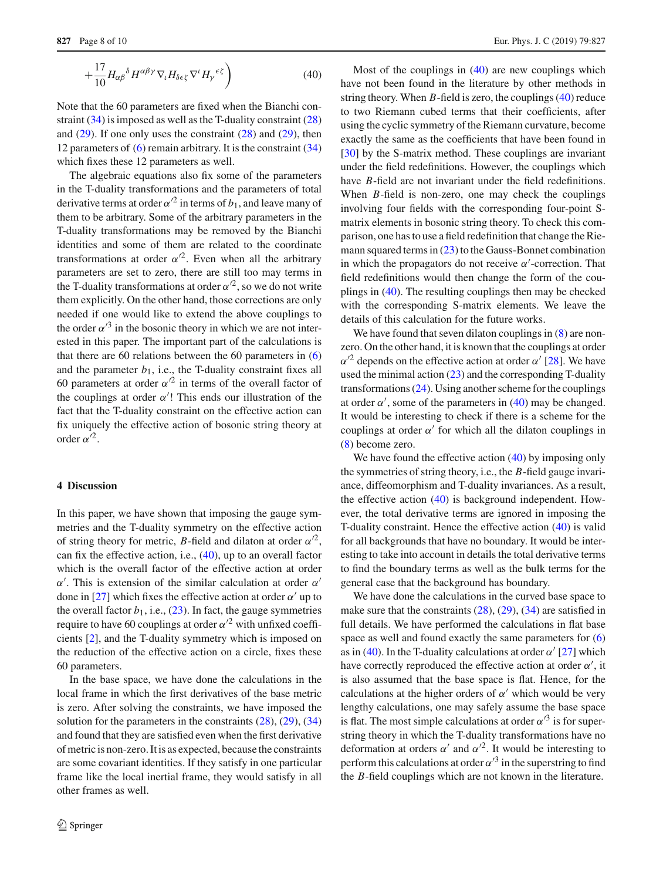$$+\frac{17}{10}H_{\alpha\beta}{}^{\delta}H^{\alpha\beta\gamma}\nabla_{\iota}H_{\delta\epsilon\zeta}\nabla^{\iota}H_{\gamma}{}^{\epsilon\zeta}\bigg) \tag{40}$$

Note that the 60 parameters are fixed when the Bianchi constraint (34) is imposed as well as the T-duality constraint (28) and (29). If one only uses the constraint (28) and (29), then 12 parameters of (6) remain arbitrary. It is the constraint (34) which fixes these 12 parameters as well.

The algebraic equations also fix some of the parameters in the T-duality transformations and the parameters of total derivative terms at order $\alpha'^2$ in terms of $b_1$, and leave many of them to be arbitrary. Some of the arbitrary parameters in the T-duality transformations may be removed by the Bianchi identities and some of them are related to the coordinate transformations at order $\alpha'^2$. Even when all the arbitrary parameters are set to zero, there are still too may terms in the T-duality transformations at order $\alpha'^2$, so we do not write them explicitly. On the other hand, those corrections are only needed if one would like to extend the above couplings to the order $\alpha'^3$ in the bosonic theory in which we are not interested in this paper. The important part of the calculations is that there are 60 relations between the 60 parameters in (6) and the parameter $b_1$, i.e., the T-duality constraint fixes all 60 parameters at order $\alpha'^2$ in terms of the overall factor of the couplings at order $\alpha'$! This ends our illustration of the fact that the T-duality constraint on the effective action can fix uniquely the effective action of bosonic string theory at order $\alpha'^2$.

## 4 Discussion

In this paper, we have shown that imposing the gauge symmetries and the T-duality symmetry on the effective action of string theory for metric, $B$-field and dilaton at order $\alpha'^2$, can fix the effective action, i.e., (40), up to an overall factor which is the overall factor of the effective action at order $\alpha'$. This is extension of the similar calculation at order $\alpha'$ done in [27] which fixes the effective action at order $\alpha'$ up to the overall factor $b_1$, i.e., (23). In fact, the gauge symmetries require to have 60 couplings at order $\alpha'^2$ with unfixed coefficients [2], and the T-duality symmetry which is imposed on the reduction of the effective action on a circle, fixes these 60 parameters.

In the base space, we have done the calculations in the local frame in which the first derivatives of the base metric is zero. After solving the constraints, we have imposed the solution for the parameters in the constraints (28), (29), (34) and found that they are satisfied even when the first derivative of metric is non-zero. It is as expected, because the constraints are some covariant identities. If they satisfy in one particular frame like the local inertial frame, they would satisfy in all other frames as well.

Most of the couplings in (40) are new couplings which have not been found in the literature by other methods in string theory. When $B$-field is zero, the couplings (40) reduce to two Riemann cubed terms that their coefficients, after using the cyclic symmetry of the Riemann curvature, become exactly the same as the coefficients that have been found in [30] by the S-matrix method. These couplings are invariant under the field redefinitions. However, the couplings which have $B$-field are not invariant under the field redefinitions. When $B$-field is non-zero, one may check the couplings involving four fields with the corresponding four-point S-matrix elements in bosonic string theory. To check this comparison, one has to use a field redefinition that change the Riemann squared terms in (23) to the Gauss-Bonnet combination in which the propagators do not receive $\alpha'$-correction. That field redefinitions would then change the form of the couplings in (40). The resulting couplings then may be checked with the corresponding S-matrix elements. We leave the details of this calculation for the future works.

We have found that seven dilaton couplings in (8) are non-zero. On the other hand, it is known that the couplings at order $\alpha'^2$ depends on the effective action at order $\alpha'$ [28]. We have used the minimal action (23) and the corresponding T-duality transformations (24). Using another scheme for the couplings at order $\alpha'$, some of the parameters in (40) may be changed. It would be interesting to check if there is a scheme for the couplings at order $\alpha'$ for which all the dilaton couplings in (8) become zero.

We have found the effective action (40) by imposing only the symmetries of string theory, i.e., the $B$-field gauge invariance, diffeomorphism and T-duality invariances. As a result, the effective action (40) is background independent. However, the total derivative terms are ignored in imposing the T-duality constraint. Hence the effective action (40) is valid for all backgrounds that have no boundary. It would be interesting to take into account in details the total derivative terms to find the boundary terms as well as the bulk terms for the general case that the background has boundary.

We have done the calculations in the curved base space to make sure that the constraints (28), (29), (34) are satisfied in full details. We have performed the calculations in flat base space as well and found exactly the same parameters for (6) as in (40). In the T-duality calculations at order $\alpha'$ [27] which have correctly reproduced the effective action at order $\alpha'$, it is also assumed that the base space is flat. Hence, for the calculations at the higher orders of $\alpha'$ which would be very lengthy calculations, one may safely assume the base space is flat. The most simple calculations at order $\alpha'^3$ is for superstring theory in which the T-duality transformations have no deformation at orders $\alpha'$ and $\alpha'^2$. It would be interesting to perform this calculations at order $\alpha'^3$ in the superstring to find the $B$-field couplings which are not known in the literature.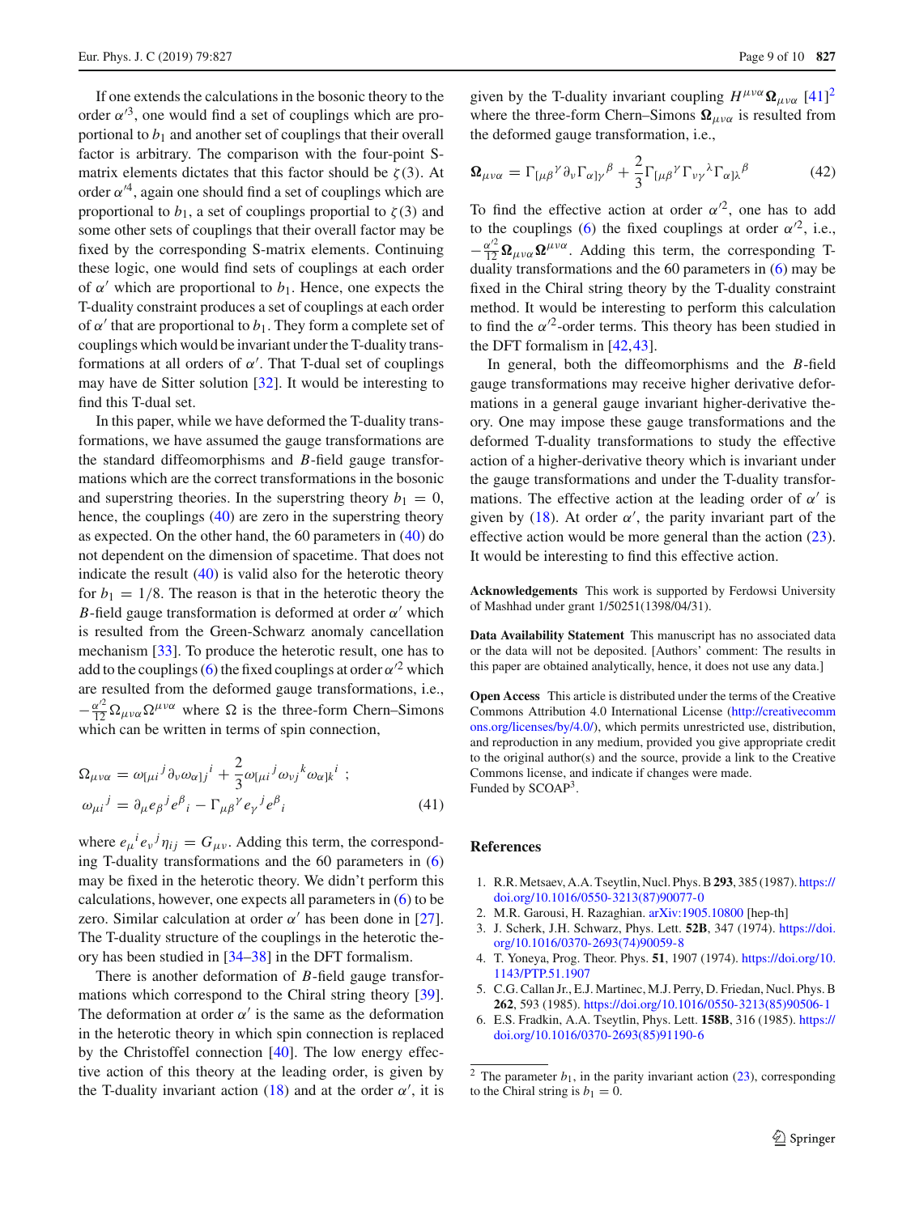If one extends the calculations in the bosonic theory to the order $\alpha'^3$, one would find a set of couplings which are proportional to $b_1$ and another set of couplings that their overall factor is arbitrary. The comparison with the four-point S-matrix elements dictates that this factor should be $\zeta(3)$. At order $\alpha'^4$, again one should find a set of couplings which are proportional to $b_1$, a set of couplings proportial to $\zeta(3)$ and some other sets of couplings that their overall factor may be fixed by the corresponding S-matrix elements. Continuing these logic, one would find sets of couplings at each order of $\alpha'$ which are proportional to $b_1$. Hence, one expects the T-duality constraint produces a set of couplings at each order of $\alpha'$ that are proportional to $b_1$. They form a complete set of couplings which would be invariant under the T-duality transformations at all orders of $\alpha'$. That T-dual set of couplings may have de Sitter solution [32]. It would be interesting to find this T-dual set.

In this paper, while we have deformed the T-duality transformations, we have assumed the gauge transformations are the standard diffeomorphisms and $B$-field gauge transformations which are the correct transformations in the bosonic and superstring theories. In the superstring theory $b_1 = 0$, hence, the couplings (40) are zero in the superstring theory as expected. On the other hand, the 60 parameters in (40) do not dependent on the dimension of spacetime. That does not indicate the result (40) is valid also for the heterotic theory for $b_1 = 1/8$. The reason is that in the heterotic theory the $B$-field gauge transformation is deformed at order $\alpha'$ which is resulted from the Green-Schwarz anomaly cancellation mechanism [33]. To produce the heterotic result, one has to add to the couplings (6) the fixed couplings at order $\alpha'^2$ which are resulted from the deformed gauge transformations, i.e., $-\frac{\alpha'^2}{12}\Omega_{\mu\nu\alpha}\Omega^{\mu\nu\alpha}$ where $\Omega$ is the three-form Chern–Simons which can be written in terms of spin connection,

$$
\begin{aligned}
\Omega_{\mu\nu\alpha} &= \omega_{[\mu i}{}^{j}\partial_{\nu}\omega_{\alpha]j}{}^{i} + \frac{2}{3}\omega_{[\mu i}{}^{j}\omega_{\nu j}{}^{k}\omega_{\alpha]k}{}^{i} \ ; \\
\omega_{\mu i}{}^{j} &= \partial_{\mu}e_{\beta}{}^{j}e^{\beta}{}_{i} - \Gamma_{\mu\beta}{}^{\gamma}e_{\gamma}{}^{j}e^{\beta}{}_{i}
\end{aligned}
\tag{41}
$$

where $e_{\mu}{}^{i}e_{\nu}{}^{j}\eta_{ij} = G_{\mu\nu}$. Adding this term, the corresponding T-duality transformations and the 60 parameters in (6) may be fixed in the heterotic theory. We didn't perform this calculations, however, one expects all parameters in (6) to be zero. Similar calculation at order $\alpha'$ has been done in [27]. The T-duality structure of the couplings in the heterotic theory has been studied in [34–38] in the DFT formalism.

There is another deformation of $B$-field gauge transformations which correspond to the Chiral string theory [39]. The deformation at order $\alpha'$ is the same as the deformation in the heterotic theory in which spin connection is replaced by the Christoffel connection [40]. The low energy effective action of this theory at the leading order, is given by the T-duality invariant action (18) and at the order $\alpha'$, it is given by the T-duality invariant coupling $H^{\mu\nu\alpha}\mathbf{\Omega}_{\mu\nu\alpha}$ [41][2] where the three-form Chern–Simons $\mathbf{\Omega}_{\mu\nu\alpha}$ is resulted from the deformed gauge transformation, i.e.,

$$
\mathbf{\Omega}_{\mu\nu\alpha} = \Gamma_{[\mu\beta}{}^{\gamma}\partial_{\nu}\Gamma_{\alpha]\gamma}{}^{\beta} + \frac{2}{3}\Gamma_{[\mu\beta}{}^{\gamma}\Gamma_{\nu\gamma}{}^{\lambda}\Gamma_{\alpha]\lambda}{}^{\beta}
\tag{42}
$$

To find the effective action at order $\alpha'^2$, one has to add to the couplings (6) the fixed couplings at order $\alpha'^2$, i.e., $-\frac{\alpha'^2}{12}\mathbf{\Omega}_{\mu\nu\alpha}\mathbf{\Omega}^{\mu\nu\alpha}$. Adding this term, the corresponding T-duality transformations and the 60 parameters in (6) may be fixed in the Chiral string theory by the T-duality constraint method. It would be interesting to perform this calculation to find the $\alpha'^2$-order terms. This theory has been studied in the DFT formalism in [42,43].

In general, both the diffeomorphisms and the $B$-field gauge transformations may receive higher derivative deformations in a general gauge invariant higher-derivative theory. One may impose these gauge transformations and the deformed T-duality transformations to study the effective action of a higher-derivative theory which is invariant under the gauge transformations and under the T-duality transformations. The effective action at the leading order of $\alpha'$ is given by (18). At order $\alpha'$, the parity invariant part of the effective action would be more general than the action (23). It would be interesting to find this effective action.

**Acknowledgements** This work is supported by Ferdowsi University of Mashhad under grant 1/50251(1398/04/31).

**Data Availability Statement** This manuscript has no associated data or the data will not be deposited. [Authors' comment: The results in this paper are obtained analytically, hence, it does not use any data.]

**Open Access** This article is distributed under the terms of the Creative Commons Attribution 4.0 International License (http://creativecommons.org/licenses/by/4.0/), which permits unrestricted use, distribution, and reproduction in any medium, provided you give appropriate credit to the original author(s) and the source, provide a link to the Creative Commons license, and indicate if changes were made.
Funded by SCOAP[3].

## References

1. R.R. Metsaev, A.A. Tseytlin, Nucl. Phys. B **293**, 385 (1987). https://doi.org/10.1016/0550-3213(87)90077-0
2. M.R. Garousi, H. Razaghian. arXiv:1905.10800 [hep-th]
3. J. Scherk, J.H. Schwarz, Phys. Lett. **52B**, 347 (1974). https://doi.org/10.1016/0370-2693(74)90059-8
4. T. Yoneya, Prog. Theor. Phys. **51**, 1907 (1974). https://doi.org/10.1143/PTP.51.1907
5. C.G. Callan Jr., E.J. Martinec, M.J. Perry, D. Friedan, Nucl. Phys. B **262**, 593 (1985). https://doi.org/10.1016/0550-3213(85)90506-1
6. E.S. Fradkin, A.A. Tseytlin, Phys. Lett. **158B**, 316 (1985). https://doi.org/10.1016/0370-2693(85)91190-6

[2] The parameter $b_1$, in the parity invariant action (23), corresponding to the Chiral string is $b_1 = 0$.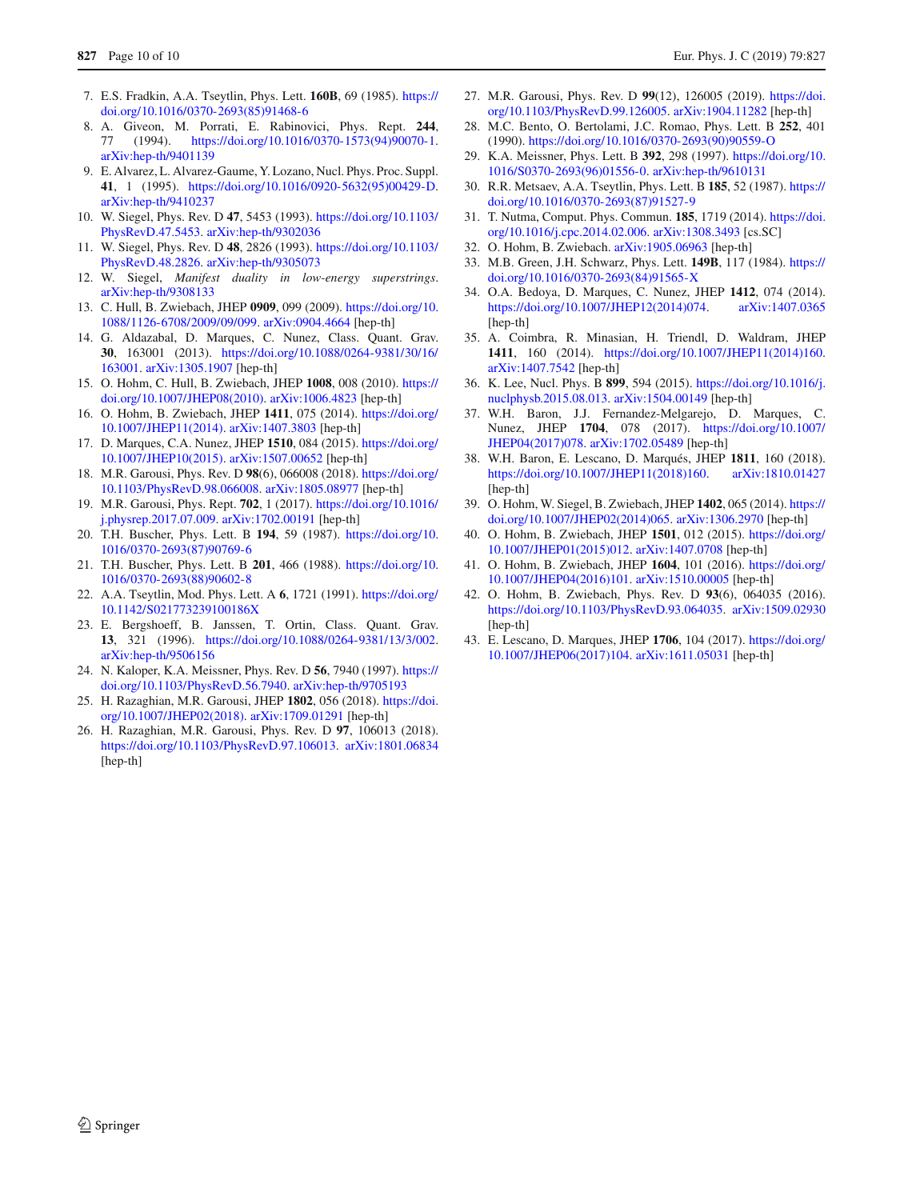7. E.S. Fradkin, A.A. Tseytlin, Phys. Lett. **160B**, 69 (1985). https://doi.org/10.1016/0370-2693(85)91468-6
8. A. Giveon, M. Porrati, E. Rabinovici, Phys. Rept. **244**, 77 (1994). https://doi.org/10.1016/0370-1573(94)90070-1. arXiv:hep-th/9401139
9. E. Alvarez, L. Alvarez-Gaume, Y. Lozano, Nucl. Phys. Proc. Suppl. **41**, 1 (1995). https://doi.org/10.1016/0920-5632(95)00429-D. arXiv:hep-th/9410237
10. W. Siegel, Phys. Rev. D **47**, 5453 (1993). https://doi.org/10.1103/PhysRevD.47.5453. arXiv:hep-th/9302036
11. W. Siegel, Phys. Rev. D **48**, 2826 (1993). https://doi.org/10.1103/PhysRevD.48.2826. arXiv:hep-th/9305073
12. W. Siegel, *Manifest duality in low-energy superstrings*. arXiv:hep-th/9308133
13. C. Hull, B. Zwiebach, JHEP **0909**, 099 (2009). https://doi.org/10.1088/1126-6708/2009/09/099. arXiv:0904.4664 [hep-th]
14. G. Aldazabal, D. Marques, C. Nunez, Class. Quant. Grav. **30**, 163001 (2013). https://doi.org/10.1088/0264-9381/30/16/163001. arXiv:1305.1907 [hep-th]
15. O. Hohm, C. Hull, B. Zwiebach, JHEP **1008**, 008 (2010). https://doi.org/10.1007/JHEP08(2010). arXiv:1006.4823 [hep-th]
16. O. Hohm, B. Zwiebach, JHEP **1411**, 075 (2014). https://doi.org/10.1007/JHEP11(2014). arXiv:1407.3803 [hep-th]
17. D. Marques, C.A. Nunez, JHEP **1510**, 084 (2015). https://doi.org/10.1007/JHEP10(2015). arXiv:1507.00652 [hep-th]
18. M.R. Garousi, Phys. Rev. D **98**(6), 066008 (2018). https://doi.org/10.1103/PhysRevD.98.066008. arXiv:1805.08977 [hep-th]
19. M.R. Garousi, Phys. Rept. **702**, 1 (2017). https://doi.org/10.1016/j.physrep.2017.07.009. arXiv:1702.00191 [hep-th]
20. T.H. Buscher, Phys. Lett. B **194**, 59 (1987). https://doi.org/10.1016/0370-2693(87)90769-6
21. T.H. Buscher, Phys. Lett. B **201**, 466 (1988). https://doi.org/10.1016/0370-2693(88)90602-8
22. A.A. Tseytlin, Mod. Phys. Lett. A **6**, 1721 (1991). https://doi.org/10.1142/S021773239100186X
23. E. Bergshoeff, B. Janssen, T. Ortin, Class. Quant. Grav. **13**, 321 (1996). https://doi.org/10.1088/0264-9381/13/3/002. arXiv:hep-th/9506156
24. N. Kaloper, K.A. Meissner, Phys. Rev. D **56**, 7940 (1997). https://doi.org/10.1103/PhysRevD.56.7940. arXiv:hep-th/9705193
25. H. Razaghian, M.R. Garousi, JHEP **1802**, 056 (2018). https://doi.org/10.1007/JHEP02(2018). arXiv:1709.01291 [hep-th]
26. H. Razaghian, M.R. Garousi, Phys. Rev. D **97**, 106013 (2018). https://doi.org/10.1103/PhysRevD.97.106013. arXiv:1801.06834 [hep-th]
27. M.R. Garousi, Phys. Rev. D **99**(12), 126005 (2019). https://doi.org/10.1103/PhysRevD.99.126005. arXiv:1904.11282 [hep-th]
28. M.C. Bento, O. Bertolami, J.C. Romao, Phys. Lett. B **252**, 401 (1990). https://doi.org/10.1016/0370-2693(90)90559-O
29. K.A. Meissner, Phys. Lett. B **392**, 298 (1997). https://doi.org/10.1016/S0370-2693(96)01556-0. arXiv:hep-th/9610131
30. R.R. Metsaev, A.A. Tseytlin, Phys. Lett. B **185**, 52 (1987). https://doi.org/10.1016/0370-2693(87)91527-9
31. T. Nutma, Comput. Phys. Commun. **185**, 1719 (2014). https://doi.org/10.1016/j.cpc.2014.02.006. arXiv:1308.3493 [cs.SC]
32. O. Hohm, B. Zwiebach. arXiv:1905.06963 [hep-th]
33. M.B. Green, J.H. Schwarz, Phys. Lett. **149B**, 117 (1984). https://doi.org/10.1016/0370-2693(84)91565-X
34. O.A. Bedoya, D. Marques, C. Nunez, JHEP **1412**, 074 (2014). https://doi.org/10.1007/JHEP12(2014)074. arXiv:1407.0365 [hep-th]
35. A. Coimbra, R. Minasian, H. Triendl, D. Waldram, JHEP **1411**, 160 (2014). https://doi.org/10.1007/JHEP11(2014)160. arXiv:1407.7542 [hep-th]
36. K. Lee, Nucl. Phys. B **899**, 594 (2015). https://doi.org/10.1016/j.nuclphysb.2015.08.013. arXiv:1504.00149 [hep-th]
37. W.H. Baron, J.J. Fernandez-Melgarejo, D. Marques, C. Nunez, JHEP **1704**, 078 (2017). https://doi.org/10.1007/JHEP04(2017)078. arXiv:1702.05489 [hep-th]
38. W.H. Baron, E. Lescano, D. Marqués, JHEP **1811**, 160 (2018). https://doi.org/10.1007/JHEP11(2018)160. arXiv:1810.01427 [hep-th]
39. O. Hohm, W. Siegel, B. Zwiebach, JHEP **1402**, 065 (2014). https://doi.org/10.1007/JHEP02(2014)065. arXiv:1306.2970 [hep-th]
40. O. Hohm, B. Zwiebach, JHEP **1501**, 012 (2015). https://doi.org/10.1007/JHEP01(2015)012. arXiv:1407.0708 [hep-th]
41. O. Hohm, B. Zwiebach, JHEP **1604**, 101 (2016). https://doi.org/10.1007/JHEP04(2016)101. arXiv:1510.00005 [hep-th]
42. O. Hohm, B. Zwiebach, Phys. Rev. D **93**(6), 064035 (2016). https://doi.org/10.1103/PhysRevD.93.064035. arXiv:1509.02930 [hep-th]
43. E. Lescano, D. Marques, JHEP **1706**, 104 (2017). https://doi.org/10.1007/JHEP06(2017)104. arXiv:1611.05031 [hep-th]